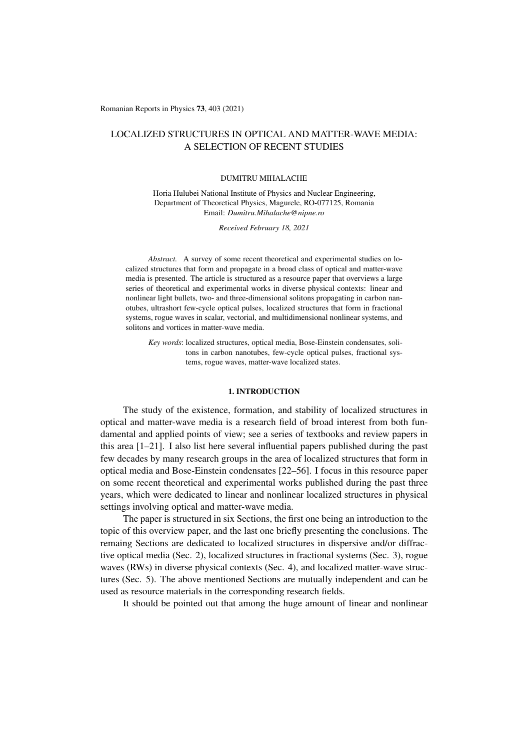# LOCALIZED STRUCTURES IN OPTICAL AND MATTER-WAVE MEDIA: A SELECTION OF RECENT STUDIES

DUMITRU MIHALACHE

Horia Hulubei National Institute of Physics and Nuclear Engineering,
Department of Theoretical Physics, Magurele, RO-077125, Romania
Email: *Dumitru.Mihalache@nipne.ro*

*Received February 18, 2021*

*Abstract.* A survey of some recent theoretical and experimental studies on localized structures that form and propagate in a broad class of optical and matter-wave media is presented. The article is structured as a resource paper that overviews a large series of theoretical and experimental works in diverse physical contexts: linear and nonlinear light bullets, two- and three-dimensional solitons propagating in carbon nanotubes, ultrashort few-cycle optical pulses, localized structures that form in fractional systems, rogue waves in scalar, vectorial, and multidimensional nonlinear systems, and solitons and vortices in matter-wave media.

*Key words*: localized structures, optical media, Bose-Einstein condensates, solitons in carbon nanotubes, few-cycle optical pulses, fractional systems, rogue waves, matter-wave localized states.

## 1. INTRODUCTION

The study of the existence, formation, and stability of localized structures in optical and matter-wave media is a research field of broad interest from both fundamental and applied points of view; see a series of textbooks and review papers in this area [1–21]. I also list here several influential papers published during the past few decades by many research groups in the area of localized structures that form in optical media and Bose-Einstein condensates [22–56]. I focus in this resource paper on some recent theoretical and experimental works published during the past three years, which were dedicated to linear and nonlinear localized structures in physical settings involving optical and matter-wave media.

The paper is structured in six Sections, the first one being an introduction to the topic of this overview paper, and the last one briefly presenting the conclusions. The remaing Sections are dedicated to localized structures in dispersive and/or diffractive optical media (Sec. 2), localized structures in fractional systems (Sec. 3), rogue waves (RWs) in diverse physical contexts (Sec. 4), and localized matter-wave structures (Sec. 5). The above mentioned Sections are mutually independent and can be used as resource materials in the corresponding research fields.

It should be pointed out that among the huge amount of linear and nonlinear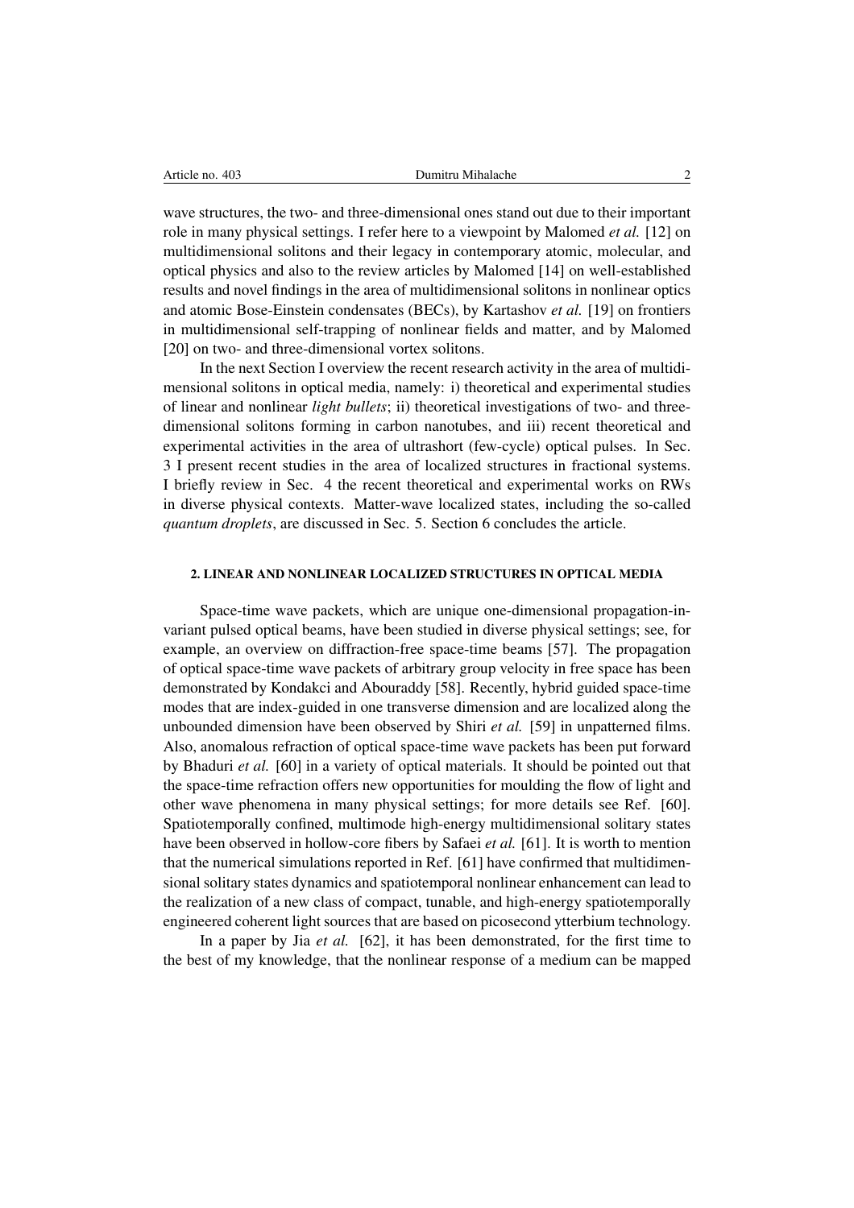wave structures, the two- and three-dimensional ones stand out due to their important role in many physical settings. I refer here to a viewpoint by Malomed *et al.* [12] on multidimensional solitons and their legacy in contemporary atomic, molecular, and optical physics and also to the review articles by Malomed [14] on well-established results and novel findings in the area of multidimensional solitons in nonlinear optics and atomic Bose-Einstein condensates (BECs), by Kartashov *et al.* [19] on frontiers in multidimensional self-trapping of nonlinear fields and matter, and by Malomed [20] on two- and three-dimensional vortex solitons.

In the next Section I overview the recent research activity in the area of multidimensional solitons in optical media, namely: i) theoretical and experimental studies of linear and nonlinear *light bullets*; ii) theoretical investigations of two- and three-dimensional solitons forming in carbon nanotubes, and iii) recent theoretical and experimental activities in the area of ultrashort (few-cycle) optical pulses. In Sec. 3 I present recent studies in the area of localized structures in fractional systems. I briefly review in Sec. 4 the recent theoretical and experimental works on RWs in diverse physical contexts. Matter-wave localized states, including the so-called *quantum droplets*, are discussed in Sec. 5. Section 6 concludes the article.

## 2. LINEAR AND NONLINEAR LOCALIZED STRUCTURES IN OPTICAL MEDIA

Space-time wave packets, which are unique one-dimensional propagation-invariant pulsed optical beams, have been studied in diverse physical settings; see, for example, an overview on diffraction-free space-time beams [57]. The propagation of optical space-time wave packets of arbitrary group velocity in free space has been demonstrated by Kondakci and Abouraddy [58]. Recently, hybrid guided space-time modes that are index-guided in one transverse dimension and are localized along the unbounded dimension have been observed by Shiri *et al.* [59] in unpatterned films. Also, anomalous refraction of optical space-time wave packets has been put forward by Bhaduri *et al.* [60] in a variety of optical materials. It should be pointed out that the space-time refraction offers new opportunities for moulding the flow of light and other wave phenomena in many physical settings; for more details see Ref. [60]. Spatiotemporally confined, multimode high-energy multidimensional solitary states have been observed in hollow-core fibers by Safaei *et al.* [61]. It is worth to mention that the numerical simulations reported in Ref. [61] have confirmed that multidimensional solitary states dynamics and spatiotemporal nonlinear enhancement can lead to the realization of a new class of compact, tunable, and high-energy spatiotemporally engineered coherent light sources that are based on picosecond ytterbium technology.

In a paper by Jia *et al.* [62], it has been demonstrated, for the first time to the best of my knowledge, that the nonlinear response of a medium can be mapped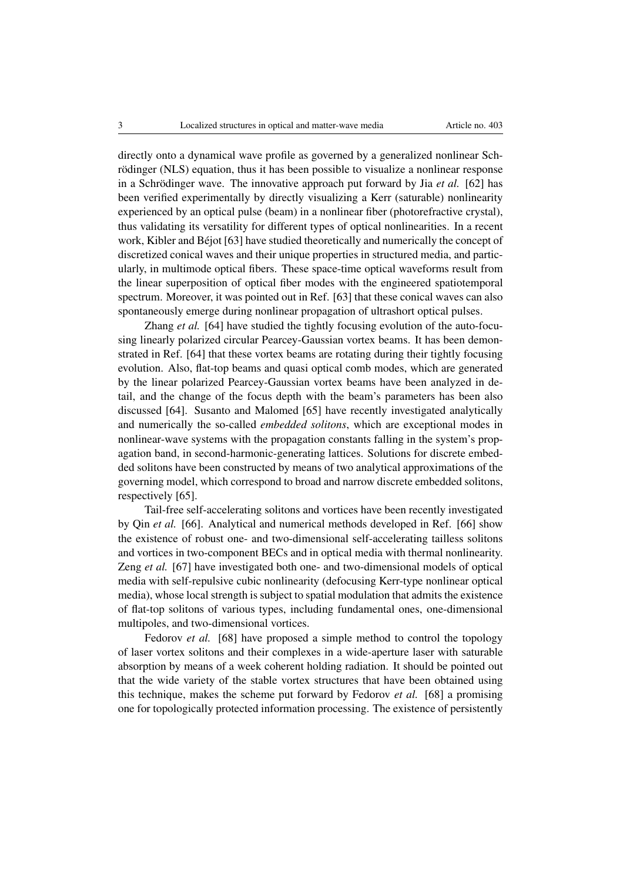directly onto a dynamical wave profile as governed by a generalized nonlinear Schrödinger (NLS) equation, thus it has been possible to visualize a nonlinear response in a Schrödinger wave. The innovative approach put forward by Jia *et al.* [62] has been verified experimentally by directly visualizing a Kerr (saturable) nonlinearity experienced by an optical pulse (beam) in a nonlinear fiber (photorefractive crystal), thus validating its versatility for different types of optical nonlinearities. In a recent work, Kibler and Béjot [63] have studied theoretically and numerically the concept of discretized conical waves and their unique properties in structured media, and particularly, in multimode optical fibers. These space-time optical waveforms result from the linear superposition of optical fiber modes with the engineered spatiotemporal spectrum. Moreover, it was pointed out in Ref. [63] that these conical waves can also spontaneously emerge during nonlinear propagation of ultrashort optical pulses.

Zhang *et al.* [64] have studied the tightly focusing evolution of the auto-focusing linearly polarized circular Pearcey-Gaussian vortex beams. It has been demonstrated in Ref. [64] that these vortex beams are rotating during their tightly focusing evolution. Also, flat-top beams and quasi optical comb modes, which are generated by the linear polarized Pearcey-Gaussian vortex beams have been analyzed in detail, and the change of the focus depth with the beam's parameters has been also discussed [64]. Susanto and Malomed [65] have recently investigated analytically and numerically the so-called *embedded solitons*, which are exceptional modes in nonlinear-wave systems with the propagation constants falling in the system's propagation band, in second-harmonic-generating lattices. Solutions for discrete embedded solitons have been constructed by means of two analytical approximations of the governing model, which correspond to broad and narrow discrete embedded solitons, respectively [65].

Tail-free self-accelerating solitons and vortices have been recently investigated by Qin *et al.* [66]. Analytical and numerical methods developed in Ref. [66] show the existence of robust one- and two-dimensional self-accelerating tailless solitons and vortices in two-component BECs and in optical media with thermal nonlinearity. Zeng *et al.* [67] have investigated both one- and two-dimensional models of optical media with self-repulsive cubic nonlinearity (defocusing Kerr-type nonlinear optical media), whose local strength is subject to spatial modulation that admits the existence of flat-top solitons of various types, including fundamental ones, one-dimensional multipoles, and two-dimensional vortices.

Fedorov *et al.* [68] have proposed a simple method to control the topology of laser vortex solitons and their complexes in a wide-aperture laser with saturable absorption by means of a week coherent holding radiation. It should be pointed out that the wide variety of the stable vortex structures that have been obtained using this technique, makes the scheme put forward by Fedorov *et al.* [68] a promising one for topologically protected information processing. The existence of persistently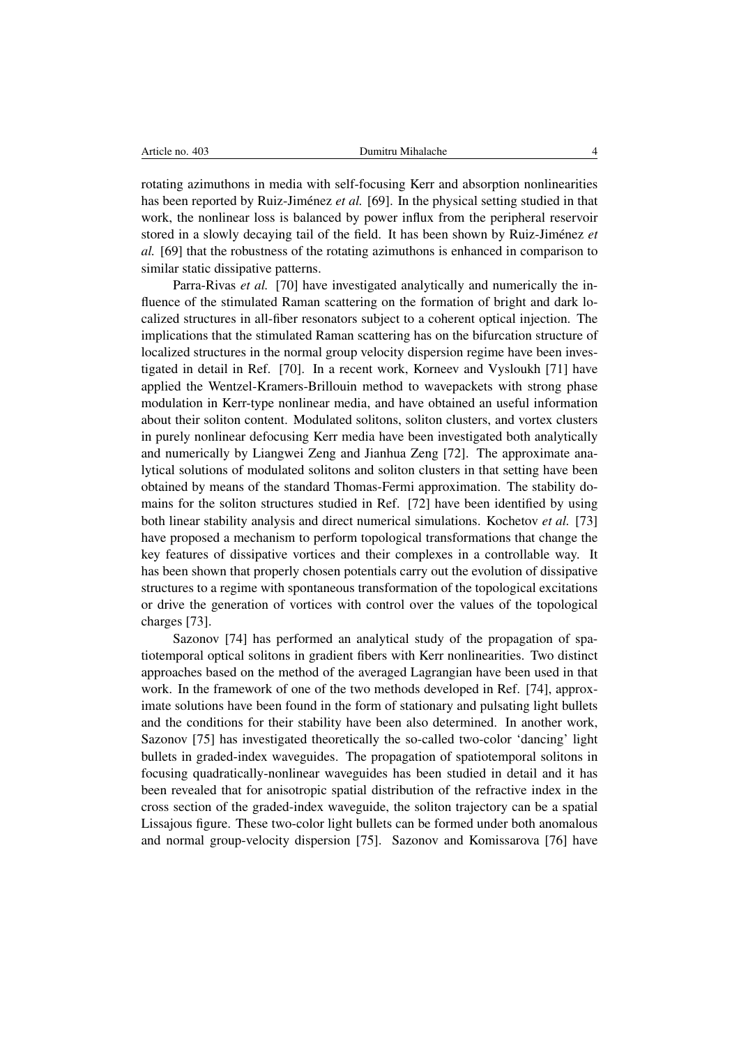rotating azimuthons in media with self-focusing Kerr and absorption nonlinearities has been reported by Ruiz-Jiménez *et al.* [69]. In the physical setting studied in that work, the nonlinear loss is balanced by power influx from the peripheral reservoir stored in a slowly decaying tail of the field. It has been shown by Ruiz-Jiménez *et al.* [69] that the robustness of the rotating azimuthons is enhanced in comparison to similar static dissipative patterns.

Parra-Rivas *et al.* [70] have investigated analytically and numerically the influence of the stimulated Raman scattering on the formation of bright and dark localized structures in all-fiber resonators subject to a coherent optical injection. The implications that the stimulated Raman scattering has on the bifurcation structure of localized structures in the normal group velocity dispersion regime have been investigated in detail in Ref. [70]. In a recent work, Korneev and Vysloukh [71] have applied the Wentzel-Kramers-Brillouin method to wavepackets with strong phase modulation in Kerr-type nonlinear media, and have obtained an useful information about their soliton content. Modulated solitons, soliton clusters, and vortex clusters in purely nonlinear defocusing Kerr media have been investigated both analytically and numerically by Liangwei Zeng and Jianhua Zeng [72]. The approximate analytical solutions of modulated solitons and soliton clusters in that setting have been obtained by means of the standard Thomas-Fermi approximation. The stability domains for the soliton structures studied in Ref. [72] have been identified by using both linear stability analysis and direct numerical simulations. Kochetov *et al.* [73] have proposed a mechanism to perform topological transformations that change the key features of dissipative vortices and their complexes in a controllable way. It has been shown that properly chosen potentials carry out the evolution of dissipative structures to a regime with spontaneous transformation of the topological excitations or drive the generation of vortices with control over the values of the topological charges [73].

Sazonov [74] has performed an analytical study of the propagation of spatiotemporal optical solitons in gradient fibers with Kerr nonlinearities. Two distinct approaches based on the method of the averaged Lagrangian have been used in that work. In the framework of one of the two methods developed in Ref. [74], approximate solutions have been found in the form of stationary and pulsating light bullets and the conditions for their stability have been also determined. In another work, Sazonov [75] has investigated theoretically the so-called two-color 'dancing' light bullets in graded-index waveguides. The propagation of spatiotemporal solitons in focusing quadratically-nonlinear waveguides has been studied in detail and it has been revealed that for anisotropic spatial distribution of the refractive index in the cross section of the graded-index waveguide, the soliton trajectory can be a spatial Lissajous figure. These two-color light bullets can be formed under both anomalous and normal group-velocity dispersion [75]. Sazonov and Komissarova [76] have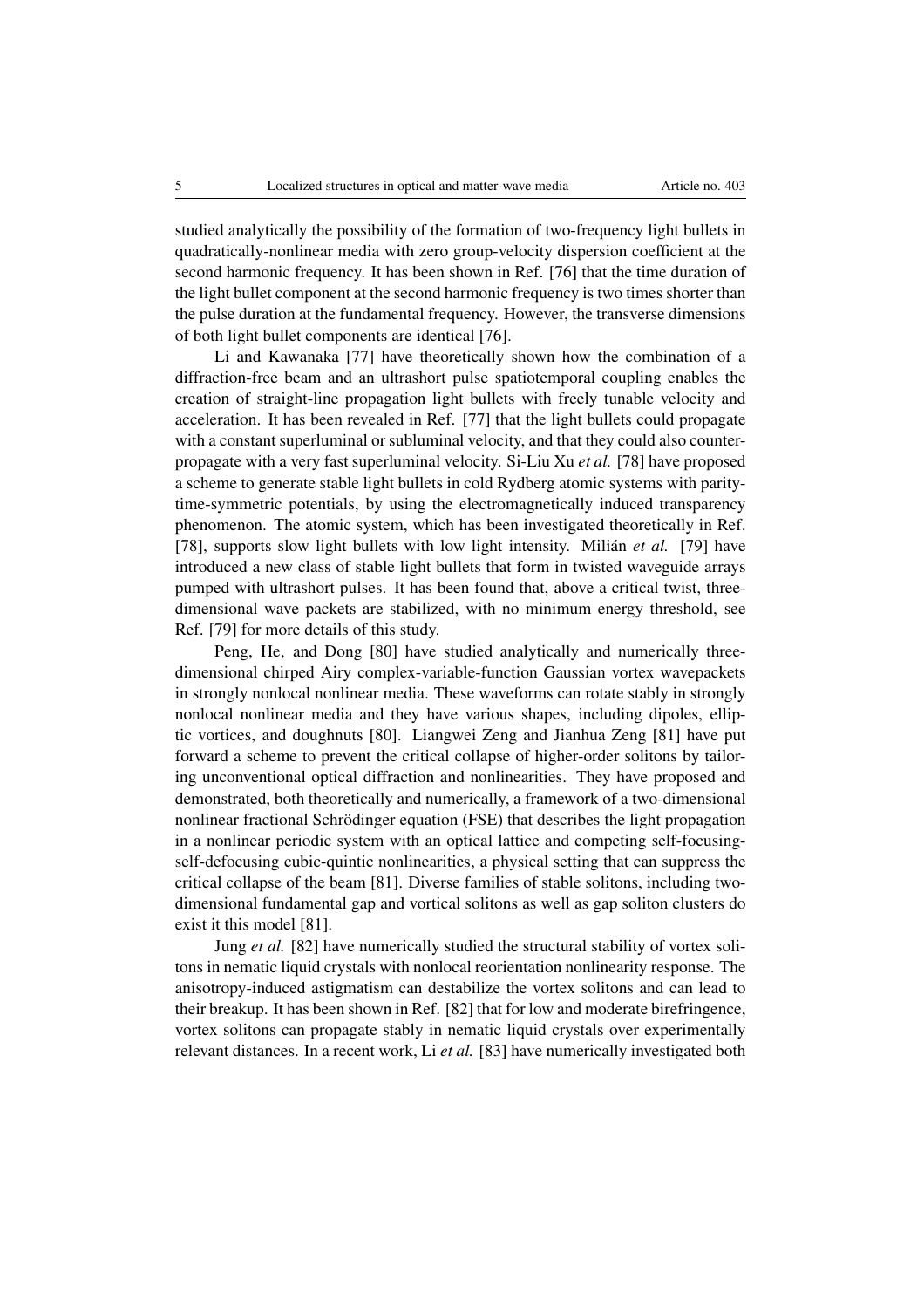studied analytically the possibility of the formation of two-frequency light bullets in quadratically-nonlinear media with zero group-velocity dispersion coefficient at the second harmonic frequency. It has been shown in Ref. [76] that the time duration of the light bullet component at the second harmonic frequency is two times shorter than the pulse duration at the fundamental frequency. However, the transverse dimensions of both light bullet components are identical [76].

Li and Kawanaka [77] have theoretically shown how the combination of a diffraction-free beam and an ultrashort pulse spatiotemporal coupling enables the creation of straight-line propagation light bullets with freely tunable velocity and acceleration. It has been revealed in Ref. [77] that the light bullets could propagate with a constant superluminal or subluminal velocity, and that they could also counter-propagate with a very fast superluminal velocity. Si-Liu Xu *et al.* [78] have proposed a scheme to generate stable light bullets in cold Rydberg atomic systems with parity-time-symmetric potentials, by using the electromagnetically induced transparency phenomenon. The atomic system, which has been investigated theoretically in Ref. [78], supports slow light bullets with low light intensity. Milián *et al.* [79] have introduced a new class of stable light bullets that form in twisted waveguide arrays pumped with ultrashort pulses. It has been found that, above a critical twist, three-dimensional wave packets are stabilized, with no minimum energy threshold, see Ref. [79] for more details of this study.

Peng, He, and Dong [80] have studied analytically and numerically three-dimensional chirped Airy complex-variable-function Gaussian vortex wavepackets in strongly nonlocal nonlinear media. These waveforms can rotate stably in strongly nonlocal nonlinear media and they have various shapes, including dipoles, elliptic vortices, and doughnuts [80]. Liangwei Zeng and Jianhua Zeng [81] have put forward a scheme to prevent the critical collapse of higher-order solitons by tailoring unconventional optical diffraction and nonlinearities. They have proposed and demonstrated, both theoretically and numerically, a framework of a two-dimensional nonlinear fractional Schrödinger equation (FSE) that describes the light propagation in a nonlinear periodic system with an optical lattice and competing self-focusing-self-defocusing cubic-quintic nonlinearities, a physical setting that can suppress the critical collapse of the beam [81]. Diverse families of stable solitons, including two-dimensional fundamental gap and vortical solitons as well as gap soliton clusters do exist it this model [81].

Jung *et al.* [82] have numerically studied the structural stability of vortex solitons in nematic liquid crystals with nonlocal reorientation nonlinearity response. The anisotropy-induced astigmatism can destabilize the vortex solitons and can lead to their breakup. It has been shown in Ref. [82] that for low and moderate birefringence, vortex solitons can propagate stably in nematic liquid crystals over experimentally relevant distances. In a recent work, Li *et al.* [83] have numerically investigated both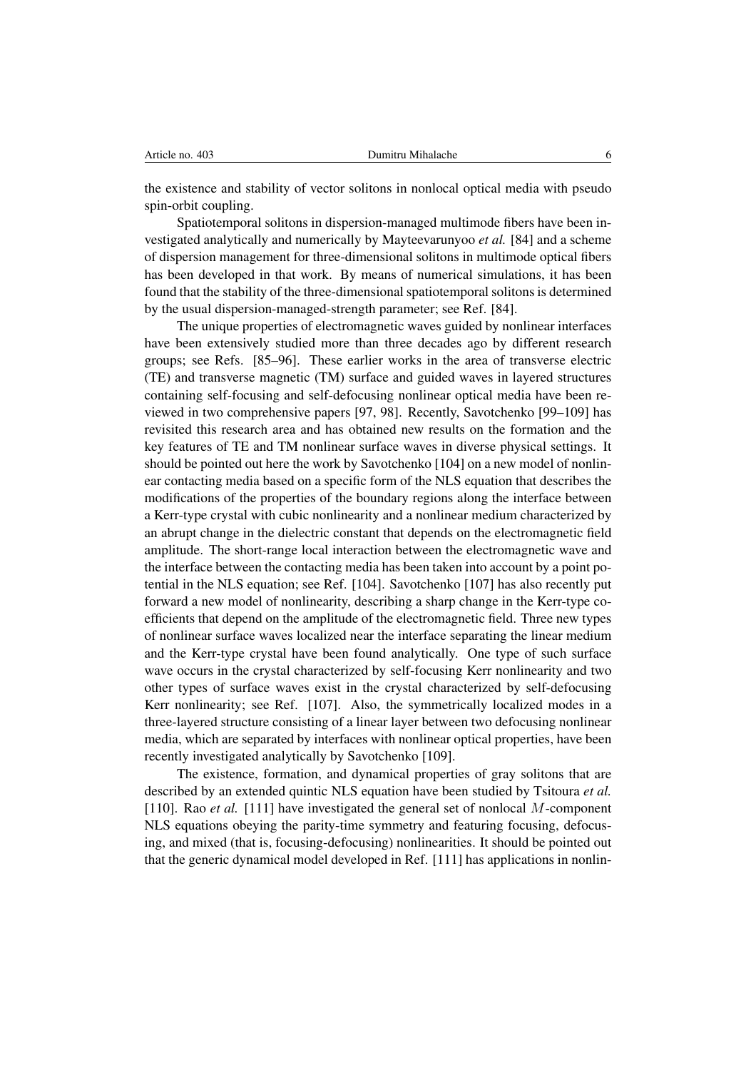the existence and stability of vector solitons in nonlocal optical media with pseudo spin-orbit coupling.

Spatiotemporal solitons in dispersion-managed multimode fibers have been investigated analytically and numerically by Mayteevarunyoo *et al.* [84] and a scheme of dispersion management for three-dimensional solitons in multimode optical fibers has been developed in that work. By means of numerical simulations, it has been found that the stability of the three-dimensional spatiotemporal solitons is determined by the usual dispersion-managed-strength parameter; see Ref. [84].

The unique properties of electromagnetic waves guided by nonlinear interfaces have been extensively studied more than three decades ago by different research groups; see Refs. [85–96]. These earlier works in the area of transverse electric (TE) and transverse magnetic (TM) surface and guided waves in layered structures containing self-focusing and self-defocusing nonlinear optical media have been reviewed in two comprehensive papers [97, 98]. Recently, Savotchenko [99–109] has revisited this research area and has obtained new results on the formation and the key features of TE and TM nonlinear surface waves in diverse physical settings. It should be pointed out here the work by Savotchenko [104] on a new model of nonlinear contacting media based on a specific form of the NLS equation that describes the modifications of the properties of the boundary regions along the interface between a Kerr-type crystal with cubic nonlinearity and a nonlinear medium characterized by an abrupt change in the dielectric constant that depends on the electromagnetic field amplitude. The short-range local interaction between the electromagnetic wave and the interface between the contacting media has been taken into account by a point potential in the NLS equation; see Ref. [104]. Savotchenko [107] has also recently put forward a new model of nonlinearity, describing a sharp change in the Kerr-type coefficients that depend on the amplitude of the electromagnetic field. Three new types of nonlinear surface waves localized near the interface separating the linear medium and the Kerr-type crystal have been found analytically. One type of such surface wave occurs in the crystal characterized by self-focusing Kerr nonlinearity and two other types of surface waves exist in the crystal characterized by self-defocusing Kerr nonlinearity; see Ref. [107]. Also, the symmetrically localized modes in a three-layered structure consisting of a linear layer between two defocusing nonlinear media, which are separated by interfaces with nonlinear optical properties, have been recently investigated analytically by Savotchenko [109].

The existence, formation, and dynamical properties of gray solitons that are described by an extended quintic NLS equation have been studied by Tsitoura *et al.* [110]. Rao *et al.* [111] have investigated the general set of nonlocal $M$-component NLS equations obeying the parity-time symmetry and featuring focusing, defocusing, and mixed (that is, focusing-defocusing) nonlinearities. It should be pointed out that the generic dynamical model developed in Ref. [111] has applications in nonlin-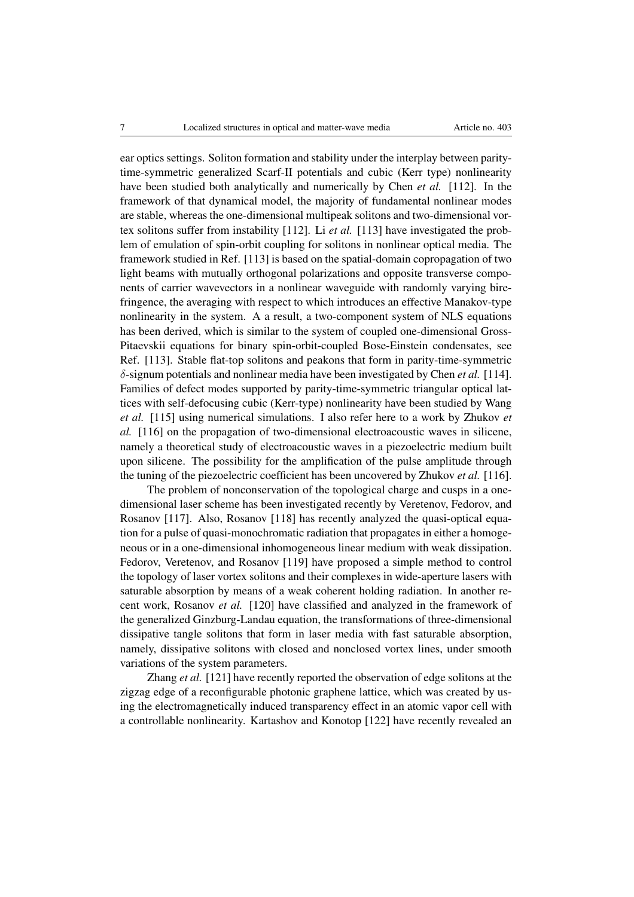ear optics settings. Soliton formation and stability under the interplay between parity-time-symmetric generalized Scarf-II potentials and cubic (Kerr type) nonlinearity have been studied both analytically and numerically by Chen *et al.* [112]. In the framework of that dynamical model, the majority of fundamental nonlinear modes are stable, whereas the one-dimensional multipeak solitons and two-dimensional vortex solitons suffer from instability [112]. Li *et al.* [113] have investigated the problem of emulation of spin-orbit coupling for solitons in nonlinear optical media. The framework studied in Ref. [113] is based on the spatial-domain copropagation of two light beams with mutually orthogonal polarizations and opposite transverse components of carrier wavevectors in a nonlinear waveguide with randomly varying birefringence, the averaging with respect to which introduces an effective Manakov-type nonlinearity in the system. A a result, a two-component system of NLS equations has been derived, which is similar to the system of coupled one-dimensional Gross-Pitaevskii equations for binary spin-orbit-coupled Bose-Einstein condensates, see Ref. [113]. Stable flat-top solitons and peakons that form in parity-time-symmetric $\delta$-signum potentials and nonlinear media have been investigated by Chen *et al.* [114]. Families of defect modes supported by parity-time-symmetric triangular optical lattices with self-defocusing cubic (Kerr-type) nonlinearity have been studied by Wang *et al.* [115] using numerical simulations. I also refer here to a work by Zhukov *et al.* [116] on the propagation of two-dimensional electroacoustic waves in silicene, namely a theoretical study of electroacoustic waves in a piezoelectric medium built upon silicene. The possibility for the amplification of the pulse amplitude through the tuning of the piezoelectric coefficient has been uncovered by Zhukov *et al.* [116].

The problem of nonconservation of the topological charge and cusps in a one-dimensional laser scheme has been investigated recently by Veretenov, Fedorov, and Rosanov [117]. Also, Rosanov [118] has recently analyzed the quasi-optical equation for a pulse of quasi-monochromatic radiation that propagates in either a homogeneous or in a one-dimensional inhomogeneous linear medium with weak dissipation. Fedorov, Veretenov, and Rosanov [119] have proposed a simple method to control the topology of laser vortex solitons and their complexes in wide-aperture lasers with saturable absorption by means of a weak coherent holding radiation. In another recent work, Rosanov *et al.* [120] have classified and analyzed in the framework of the generalized Ginzburg-Landau equation, the transformations of three-dimensional dissipative tangle solitons that form in laser media with fast saturable absorption, namely, dissipative solitons with closed and nonclosed vortex lines, under smooth variations of the system parameters.

Zhang *et al.* [121] have recently reported the observation of edge solitons at the zigzag edge of a reconfigurable photonic graphene lattice, which was created by using the electromagnetically induced transparency effect in an atomic vapor cell with a controllable nonlinearity. Kartashov and Konotop [122] have recently revealed an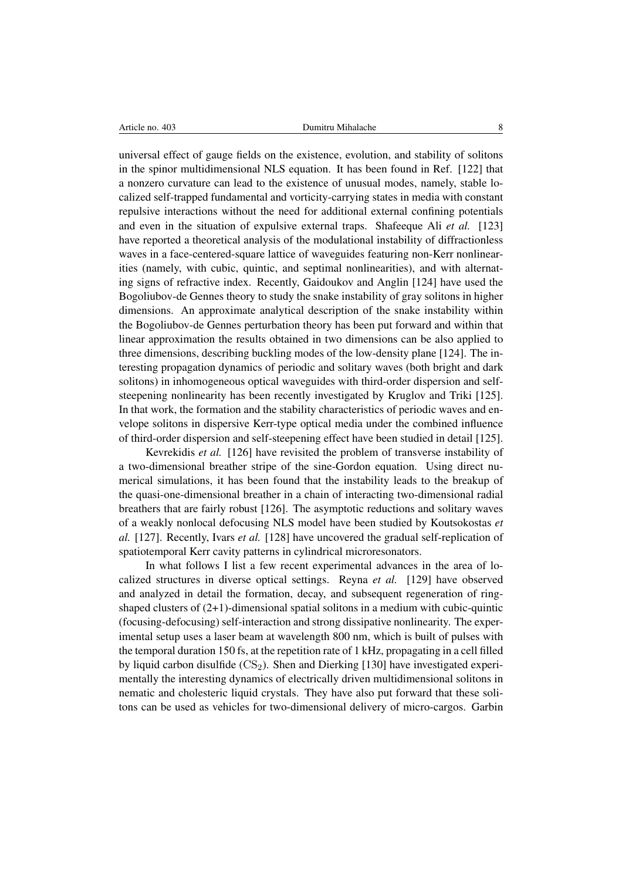universal effect of gauge fields on the existence, evolution, and stability of solitons in the spinor multidimensional NLS equation. It has been found in Ref. [122] that a nonzero curvature can lead to the existence of unusual modes, namely, stable localized self-trapped fundamental and vorticity-carrying states in media with constant repulsive interactions without the need for additional external confining potentials and even in the situation of expulsive external traps. Shafeeque Ali *et al.* [123] have reported a theoretical analysis of the modulational instability of diffractionless waves in a face-centered-square lattice of waveguides featuring non-Kerr nonlinearities (namely, with cubic, quintic, and septimal nonlinearities), and with alternating signs of refractive index. Recently, Gaidoukov and Anglin [124] have used the Bogoliubov-de Gennes theory to study the snake instability of gray solitons in higher dimensions. An approximate analytical description of the snake instability within the Bogoliubov-de Gennes perturbation theory has been put forward and within that linear approximation the results obtained in two dimensions can be also applied to three dimensions, describing buckling modes of the low-density plane [124]. The interesting propagation dynamics of periodic and solitary waves (both bright and dark solitons) in inhomogeneous optical waveguides with third-order dispersion and self-steepening nonlinearity has been recently investigated by Kruglov and Triki [125]. In that work, the formation and the stability characteristics of periodic waves and envelope solitons in dispersive Kerr-type optical media under the combined influence of third-order dispersion and self-steepening effect have been studied in detail [125].

Kevrekidis *et al.* [126] have revisited the problem of transverse instability of a two-dimensional breather stripe of the sine-Gordon equation. Using direct numerical simulations, it has been found that the instability leads to the breakup of the quasi-one-dimensional breather in a chain of interacting two-dimensional radial breathers that are fairly robust [126]. The asymptotic reductions and solitary waves of a weakly nonlocal defocusing NLS model have been studied by Koutsokostas *et al.* [127]. Recently, Ivars *et al.* [128] have uncovered the gradual self-replication of spatiotemporal Kerr cavity patterns in cylindrical microresonators.

In what follows I list a few recent experimental advances in the area of localized structures in diverse optical settings. Reyna *et al.* [129] have observed and analyzed in detail the formation, decay, and subsequent regeneration of ring-shaped clusters of (2+1)-dimensional spatial solitons in a medium with cubic-quintic (focusing-defocusing) self-interaction and strong dissipative nonlinearity. The experimental setup uses a laser beam at wavelength 800 nm, which is built of pulses with the temporal duration 150 fs, at the repetition rate of 1 kHz, propagating in a cell filled by liquid carbon disulfide ($\mathrm{CS_2}$). Shen and Dierking [130] have investigated experimentally the interesting dynamics of electrically driven multidimensional solitons in nematic and cholesteric liquid crystals. They have also put forward that these solitons can be used as vehicles for two-dimensional delivery of micro-cargos. Garbin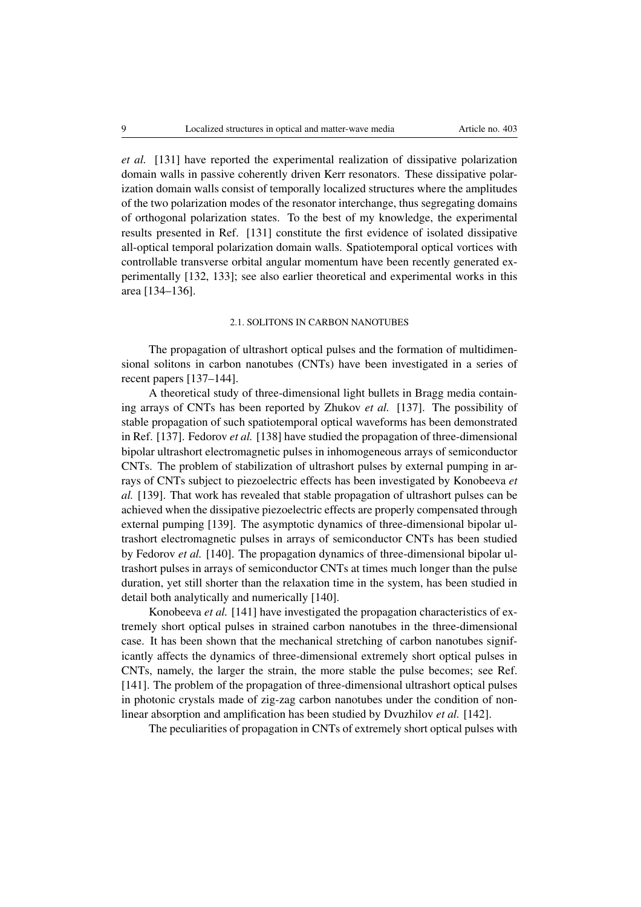*et al.* [131] have reported the experimental realization of dissipative polarization domain walls in passive coherently driven Kerr resonators. These dissipative polarization domain walls consist of temporally localized structures where the amplitudes of the two polarization modes of the resonator interchange, thus segregating domains of orthogonal polarization states. To the best of my knowledge, the experimental results presented in Ref. [131] constitute the first evidence of isolated dissipative all-optical temporal polarization domain walls. Spatiotemporal optical vortices with controllable transverse orbital angular momentum have been recently generated experimentally [132, 133]; see also earlier theoretical and experimental works in this area [134–136].

### 2.1. SOLITONS IN CARBON NANOTUBES

The propagation of ultrashort optical pulses and the formation of multidimensional solitons in carbon nanotubes (CNTs) have been investigated in a series of recent papers [137–144].

A theoretical study of three-dimensional light bullets in Bragg media containing arrays of CNTs has been reported by Zhukov *et al.* [137]. The possibility of stable propagation of such spatiotemporal optical waveforms has been demonstrated in Ref. [137]. Fedorov *et al.* [138] have studied the propagation of three-dimensional bipolar ultrashort electromagnetic pulses in inhomogeneous arrays of semiconductor CNTs. The problem of stabilization of ultrashort pulses by external pumping in arrays of CNTs subject to piezoelectric effects has been investigated by Konobeeva *et al.* [139]. That work has revealed that stable propagation of ultrashort pulses can be achieved when the dissipative piezoelectric effects are properly compensated through external pumping [139]. The asymptotic dynamics of three-dimensional bipolar ultrashort electromagnetic pulses in arrays of semiconductor CNTs has been studied by Fedorov *et al.* [140]. The propagation dynamics of three-dimensional bipolar ultrashort pulses in arrays of semiconductor CNTs at times much longer than the pulse duration, yet still shorter than the relaxation time in the system, has been studied in detail both analytically and numerically [140].

Konobeeva *et al.* [141] have investigated the propagation characteristics of extremely short optical pulses in strained carbon nanotubes in the three-dimensional case. It has been shown that the mechanical stretching of carbon nanotubes significantly affects the dynamics of three-dimensional extremely short optical pulses in CNTs, namely, the larger the strain, the more stable the pulse becomes; see Ref. [141]. The problem of the propagation of three-dimensional ultrashort optical pulses in photonic crystals made of zig-zag carbon nanotubes under the condition of nonlinear absorption and amplification has been studied by Dvuzhilov *et al.* [142].

The peculiarities of propagation in CNTs of extremely short optical pulses with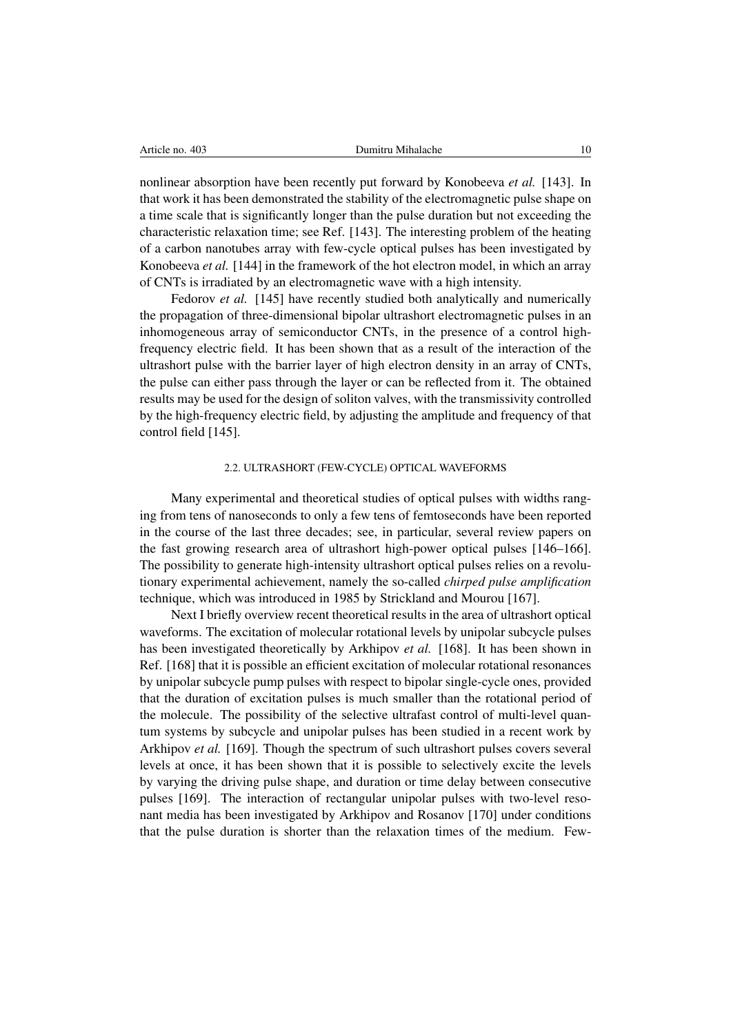nonlinear absorption have been recently put forward by Konobeeva *et al.* [143]. In that work it has been demonstrated the stability of the electromagnetic pulse shape on a time scale that is significantly longer than the pulse duration but not exceeding the characteristic relaxation time; see Ref. [143]. The interesting problem of the heating of a carbon nanotubes array with few-cycle optical pulses has been investigated by Konobeeva *et al.* [144] in the framework of the hot electron model, in which an array of CNTs is irradiated by an electromagnetic wave with a high intensity.

Fedorov *et al.* [145] have recently studied both analytically and numerically the propagation of three-dimensional bipolar ultrashort electromagnetic pulses in an inhomogeneous array of semiconductor CNTs, in the presence of a control high-frequency electric field. It has been shown that as a result of the interaction of the ultrashort pulse with the barrier layer of high electron density in an array of CNTs, the pulse can either pass through the layer or can be reflected from it. The obtained results may be used for the design of soliton valves, with the transmissivity controlled by the high-frequency electric field, by adjusting the amplitude and frequency of that control field [145].

### 2.2. ULTRASHORT (FEW-CYCLE) OPTICAL WAVEFORMS

Many experimental and theoretical studies of optical pulses with widths ranging from tens of nanoseconds to only a few tens of femtoseconds have been reported in the course of the last three decades; see, in particular, several review papers on the fast growing research area of ultrashort high-power optical pulses [146–166]. The possibility to generate high-intensity ultrashort optical pulses relies on a revolutionary experimental achievement, namely the so-called *chirped pulse amplification* technique, which was introduced in 1985 by Strickland and Mourou [167].

Next I briefly overview recent theoretical results in the area of ultrashort optical waveforms. The excitation of molecular rotational levels by unipolar subcycle pulses has been investigated theoretically by Arkhipov *et al.* [168]. It has been shown in Ref. [168] that it is possible an efficient excitation of molecular rotational resonances by unipolar subcycle pump pulses with respect to bipolar single-cycle ones, provided that the duration of excitation pulses is much smaller than the rotational period of the molecule. The possibility of the selective ultrafast control of multi-level quantum systems by subcycle and unipolar pulses has been studied in a recent work by Arkhipov *et al.* [169]. Though the spectrum of such ultrashort pulses covers several levels at once, it has been shown that it is possible to selectively excite the levels by varying the driving pulse shape, and duration or time delay between consecutive pulses [169]. The interaction of rectangular unipolar pulses with two-level resonant media has been investigated by Arkhipov and Rosanov [170] under conditions that the pulse duration is shorter than the relaxation times of the medium. Few-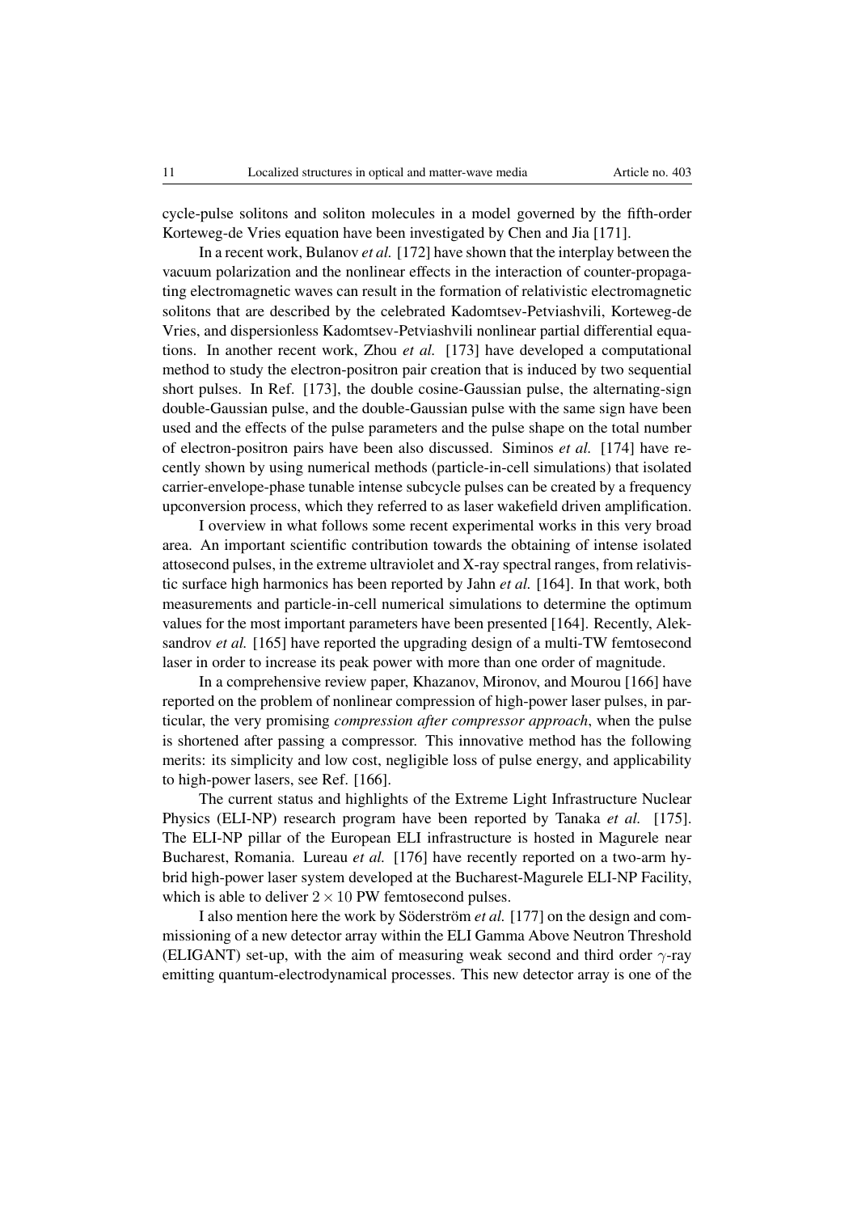cycle-pulse solitons and soliton molecules in a model governed by the fifth-order Korteweg-de Vries equation have been investigated by Chen and Jia [171].

In a recent work, Bulanov *et al.* [172] have shown that the interplay between the vacuum polarization and the nonlinear effects in the interaction of counter-propagating electromagnetic waves can result in the formation of relativistic electromagnetic solitons that are described by the celebrated Kadomtsev-Petviashvili, Korteweg-de Vries, and dispersionless Kadomtsev-Petviashvili nonlinear partial differential equations. In another recent work, Zhou *et al.* [173] have developed a computational method to study the electron-positron pair creation that is induced by two sequential short pulses. In Ref. [173], the double cosine-Gaussian pulse, the alternating-sign double-Gaussian pulse, and the double-Gaussian pulse with the same sign have been used and the effects of the pulse parameters and the pulse shape on the total number of electron-positron pairs have been also discussed. Siminos *et al.* [174] have recently shown by using numerical methods (particle-in-cell simulations) that isolated carrier-envelope-phase tunable intense subcycle pulses can be created by a frequency upconversion process, which they referred to as laser wakefield driven amplification.

I overview in what follows some recent experimental works in this very broad area. An important scientific contribution towards the obtaining of intense isolated attosecond pulses, in the extreme ultraviolet and X-ray spectral ranges, from relativistic surface high harmonics has been reported by Jahn *et al.* [164]. In that work, both measurements and particle-in-cell numerical simulations to determine the optimum values for the most important parameters have been presented [164]. Recently, Aleksandrov *et al.* [165] have reported the upgrading design of a multi-TW femtosecond laser in order to increase its peak power with more than one order of magnitude.

In a comprehensive review paper, Khazanov, Mironov, and Mourou [166] have reported on the problem of nonlinear compression of high-power laser pulses, in particular, the very promising *compression after compressor approach*, when the pulse is shortened after passing a compressor. This innovative method has the following merits: its simplicity and low cost, negligible loss of pulse energy, and applicability to high-power lasers, see Ref. [166].

The current status and highlights of the Extreme Light Infrastructure Nuclear Physics (ELI-NP) research program have been reported by Tanaka *et al.* [175]. The ELI-NP pillar of the European ELI infrastructure is hosted in Magurele near Bucharest, Romania. Lureau *et al.* [176] have recently reported on a two-arm hybrid high-power laser system developed at the Bucharest-Magurele ELI-NP Facility, which is able to deliver $2 \times 10$ PW femtosecond pulses.

I also mention here the work by Söderström *et al.* [177] on the design and commissioning of a new detector array within the ELI Gamma Above Neutron Threshold (ELIGANT) set-up, with the aim of measuring weak second and third order $\gamma$-ray emitting quantum-electrodynamical processes. This new detector array is one of the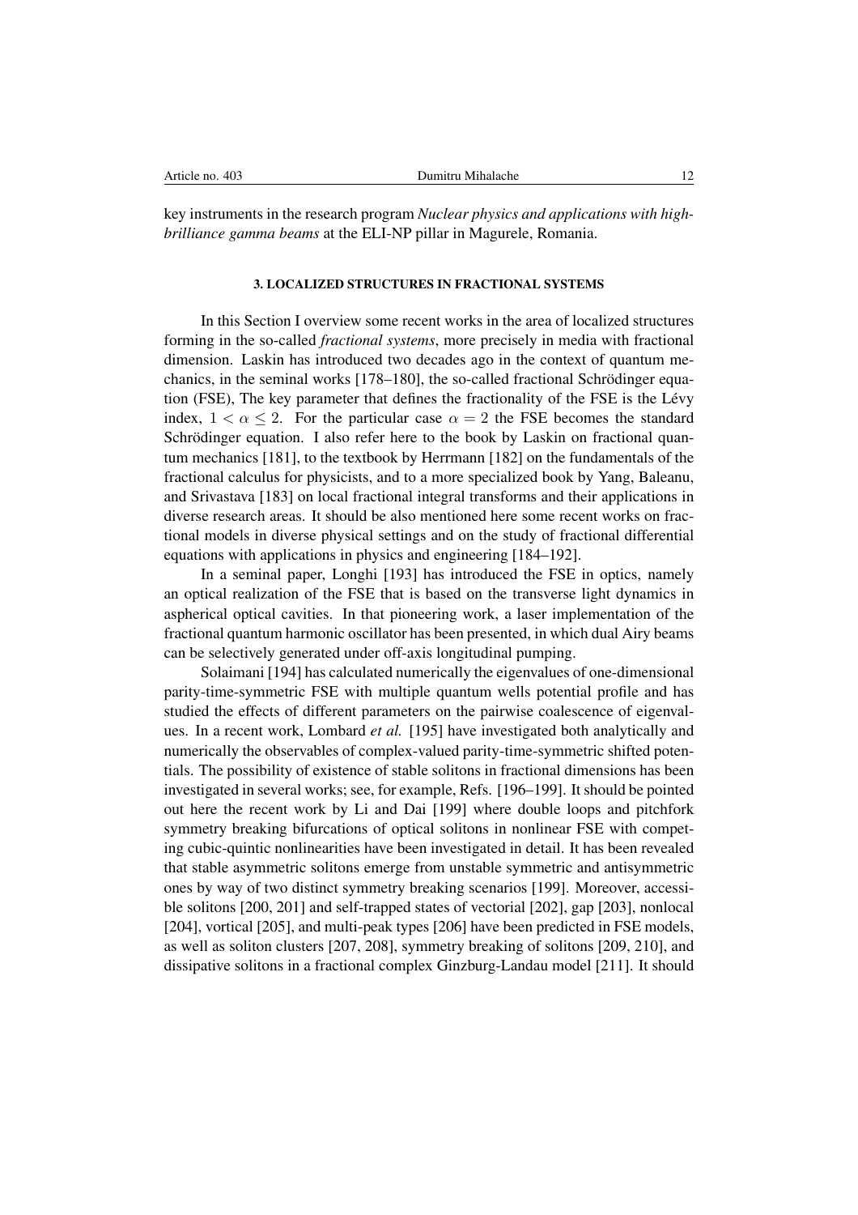key instruments in the research program *Nuclear physics and applications with high-brilliance gamma beams* at the ELI-NP pillar in Magurele, Romania.

## 3. LOCALIZED STRUCTURES IN FRACTIONAL SYSTEMS

In this Section I overview some recent works in the area of localized structures forming in the so-called *fractional systems*, more precisely in media with fractional dimension. Laskin has introduced two decades ago in the context of quantum mechanics, in the seminal works [178–180], the so-called fractional Schrödinger equation (FSE), The key parameter that defines the fractionality of the FSE is the Lévy index, $1 < \alpha \leq 2$. For the particular case $\alpha = 2$ the FSE becomes the standard Schrödinger equation. I also refer here to the book by Laskin on fractional quantum mechanics [181], to the textbook by Herrmann [182] on the fundamentals of the fractional calculus for physicists, and to a more specialized book by Yang, Baleanu, and Srivastava [183] on local fractional integral transforms and their applications in diverse research areas. It should be also mentioned here some recent works on fractional models in diverse physical settings and on the study of fractional differential equations with applications in physics and engineering [184–192].

In a seminal paper, Longhi [193] has introduced the FSE in optics, namely an optical realization of the FSE that is based on the transverse light dynamics in aspherical optical cavities. In that pioneering work, a laser implementation of the fractional quantum harmonic oscillator has been presented, in which dual Airy beams can be selectively generated under off-axis longitudinal pumping.

Solaimani [194] has calculated numerically the eigenvalues of one-dimensional parity-time-symmetric FSE with multiple quantum wells potential profile and has studied the effects of different parameters on the pairwise coalescence of eigenvalues. In a recent work, Lombard *et al.* [195] have investigated both analytically and numerically the observables of complex-valued parity-time-symmetric shifted potentials. The possibility of existence of stable solitons in fractional dimensions has been investigated in several works; see, for example, Refs. [196–199]. It should be pointed out here the recent work by Li and Dai [199] where double loops and pitchfork symmetry breaking bifurcations of optical solitons in nonlinear FSE with competing cubic-quintic nonlinearities have been investigated in detail. It has been revealed that stable asymmetric solitons emerge from unstable symmetric and antisymmetric ones by way of two distinct symmetry breaking scenarios [199]. Moreover, accessible solitons [200, 201] and self-trapped states of vectorial [202], gap [203], nonlocal [204], vortical [205], and multi-peak types [206] have been predicted in FSE models, as well as soliton clusters [207, 208], symmetry breaking of solitons [209, 210], and dissipative solitons in a fractional complex Ginzburg-Landau model [211]. It should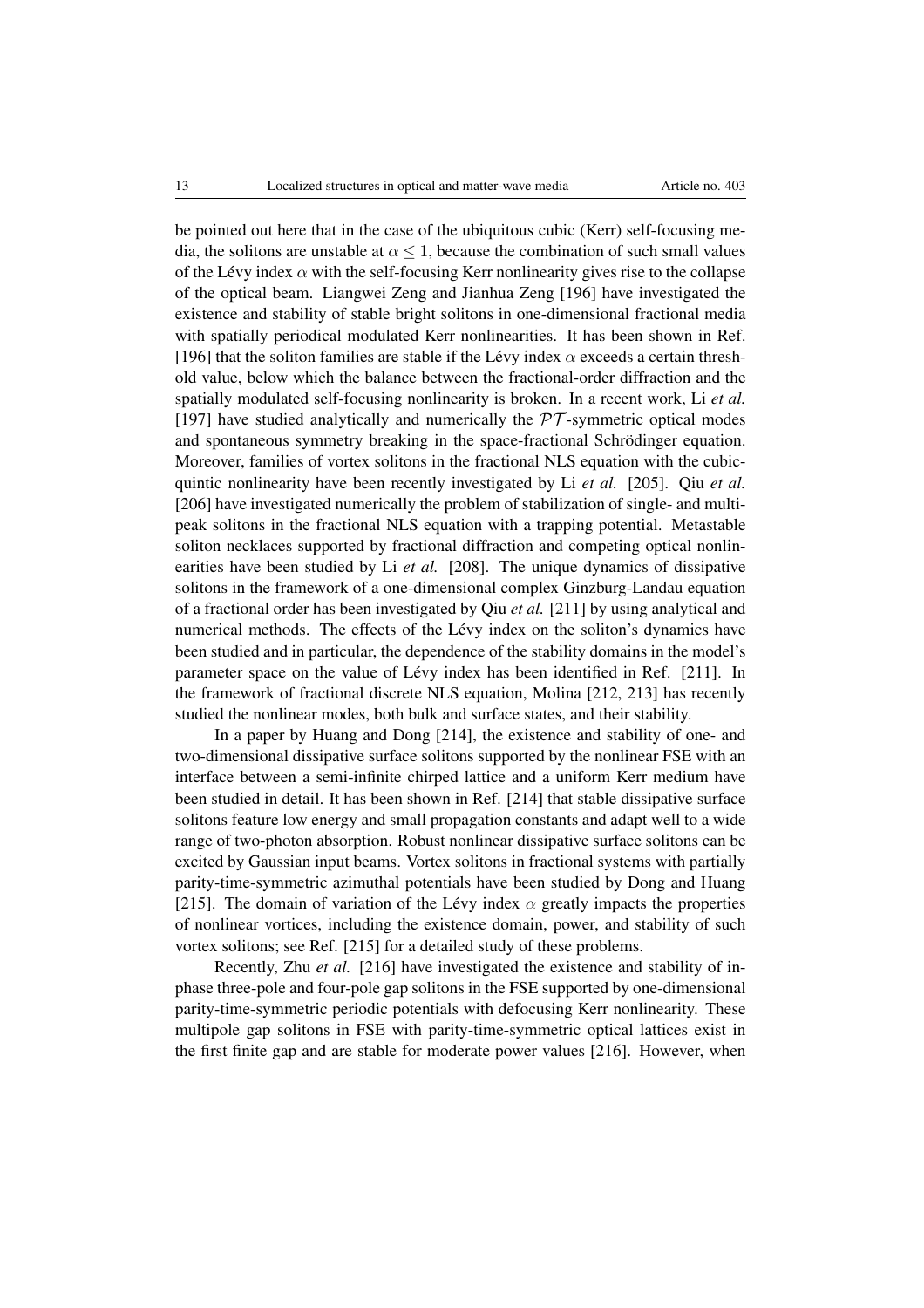be pointed out here that in the case of the ubiquitous cubic (Kerr) self-focusing media, the solitons are unstable at $\alpha \leq 1$, because the combination of such small values of the Lévy index $\alpha$ with the self-focusing Kerr nonlinearity gives rise to the collapse of the optical beam. Liangwei Zeng and Jianhua Zeng [196] have investigated the existence and stability of stable bright solitons in one-dimensional fractional media with spatially periodical modulated Kerr nonlinearities. It has been shown in Ref. [196] that the soliton families are stable if the Lévy index $\alpha$ exceeds a certain threshold value, below which the balance between the fractional-order diffraction and the spatially modulated self-focusing nonlinearity is broken. In a recent work, Li *et al.* [197] have studied analytically and numerically the $\mathcal{PT}$-symmetric optical modes and spontaneous symmetry breaking in the space-fractional Schrödinger equation. Moreover, families of vortex solitons in the fractional NLS equation with the cubic-quintic nonlinearity have been recently investigated by Li *et al.* [205]. Qiu *et al.* [206] have investigated numerically the problem of stabilization of single- and multi-peak solitons in the fractional NLS equation with a trapping potential. Metastable soliton necklaces supported by fractional diffraction and competing optical nonlinearities have been studied by Li *et al.* [208]. The unique dynamics of dissipative solitons in the framework of a one-dimensional complex Ginzburg-Landau equation of a fractional order has been investigated by Qiu *et al.* [211] by using analytical and numerical methods. The effects of the Lévy index on the soliton's dynamics have been studied and in particular, the dependence of the stability domains in the model's parameter space on the value of Lévy index has been identified in Ref. [211]. In the framework of fractional discrete NLS equation, Molina [212, 213] has recently studied the nonlinear modes, both bulk and surface states, and their stability.

In a paper by Huang and Dong [214], the existence and stability of one- and two-dimensional dissipative surface solitons supported by the nonlinear FSE with an interface between a semi-infinite chirped lattice and a uniform Kerr medium have been studied in detail. It has been shown in Ref. [214] that stable dissipative surface solitons feature low energy and small propagation constants and adapt well to a wide range of two-photon absorption. Robust nonlinear dissipative surface solitons can be excited by Gaussian input beams. Vortex solitons in fractional systems with partially parity-time-symmetric azimuthal potentials have been studied by Dong and Huang [215]. The domain of variation of the Lévy index $\alpha$ greatly impacts the properties of nonlinear vortices, including the existence domain, power, and stability of such vortex solitons; see Ref. [215] for a detailed study of these problems.

Recently, Zhu *et al.* [216] have investigated the existence and stability of in-phase three-pole and four-pole gap solitons in the FSE supported by one-dimensional parity-time-symmetric periodic potentials with defocusing Kerr nonlinearity. These multipole gap solitons in FSE with parity-time-symmetric optical lattices exist in the first finite gap and are stable for moderate power values [216]. However, when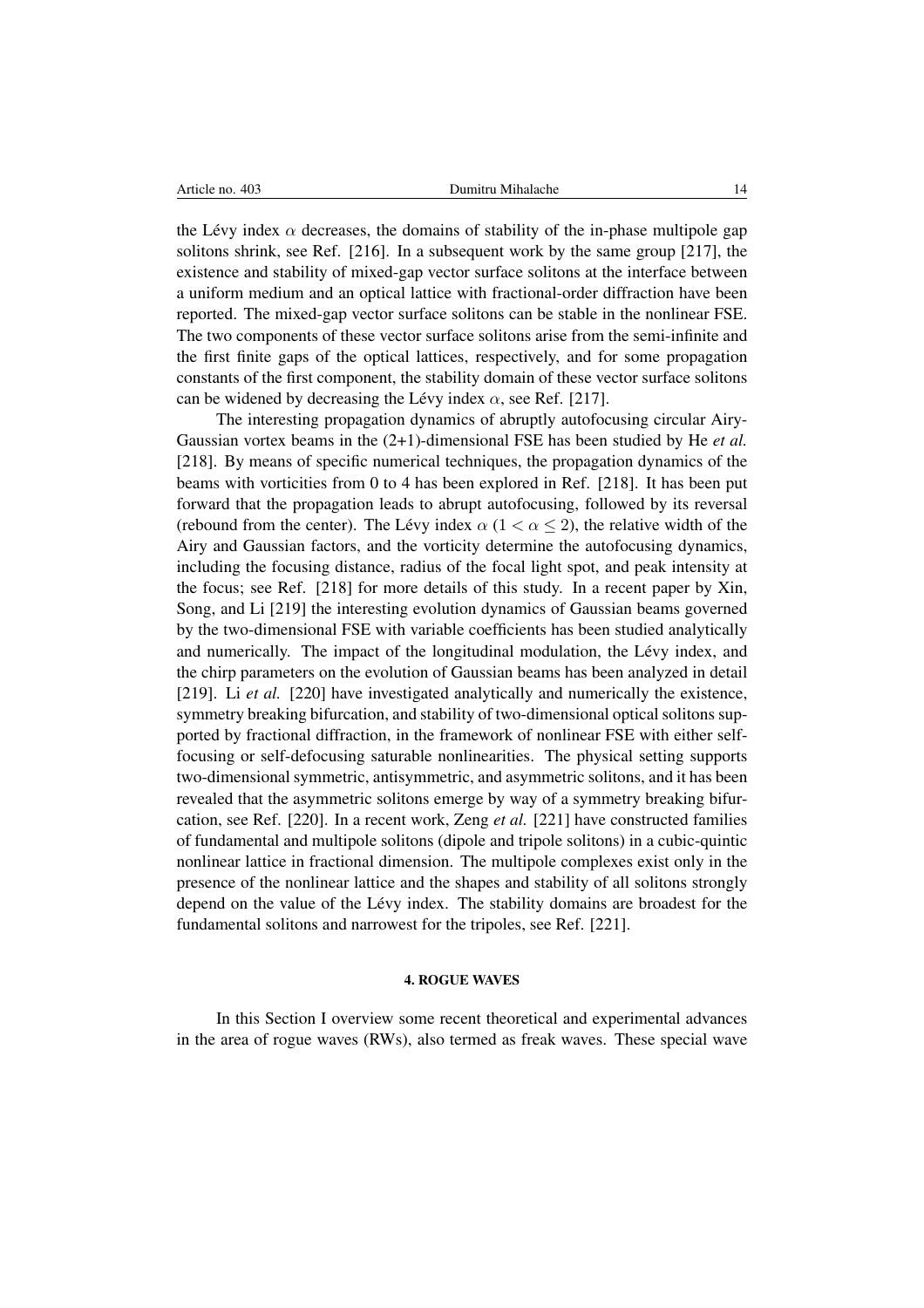the Lévy index $\alpha$ decreases, the domains of stability of the in-phase multipole gap solitons shrink, see Ref. [216]. In a subsequent work by the same group [217], the existence and stability of mixed-gap vector surface solitons at the interface between a uniform medium and an optical lattice with fractional-order diffraction have been reported. The mixed-gap vector surface solitons can be stable in the nonlinear FSE. The two components of these vector surface solitons arise from the semi-infinite and the first finite gaps of the optical lattices, respectively, and for some propagation constants of the first component, the stability domain of these vector surface solitons can be widened by decreasing the Lévy index $\alpha$, see Ref. [217].

The interesting propagation dynamics of abruptly autofocusing circular Airy-Gaussian vortex beams in the (2+1)-dimensional FSE has been studied by He *et al.* [218]. By means of specific numerical techniques, the propagation dynamics of the beams with vorticities from 0 to 4 has been explored in Ref. [218]. It has been put forward that the propagation leads to abrupt autofocusing, followed by its reversal (rebound from the center). The Lévy index $\alpha$ ($1 < \alpha \leq 2$), the relative width of the Airy and Gaussian factors, and the vorticity determine the autofocusing dynamics, including the focusing distance, radius of the focal light spot, and peak intensity at the focus; see Ref. [218] for more details of this study. In a recent paper by Xin, Song, and Li [219] the interesting evolution dynamics of Gaussian beams governed by the two-dimensional FSE with variable coefficients has been studied analytically and numerically. The impact of the longitudinal modulation, the Lévy index, and the chirp parameters on the evolution of Gaussian beams has been analyzed in detail [219]. Li *et al.* [220] have investigated analytically and numerically the existence, symmetry breaking bifurcation, and stability of two-dimensional optical solitons supported by fractional diffraction, in the framework of nonlinear FSE with either self-focusing or self-defocusing saturable nonlinearities. The physical setting supports two-dimensional symmetric, antisymmetric, and asymmetric solitons, and it has been revealed that the asymmetric solitons emerge by way of a symmetry breaking bifurcation, see Ref. [220]. In a recent work, Zeng *et al.* [221] have constructed families of fundamental and multipole solitons (dipole and tripole solitons) in a cubic-quintic nonlinear lattice in fractional dimension. The multipole complexes exist only in the presence of the nonlinear lattice and the shapes and stability of all solitons strongly depend on the value of the Lévy index. The stability domains are broadest for the fundamental solitons and narrowest for the tripoles, see Ref. [221].

## 4. ROGUE WAVES

In this Section I overview some recent theoretical and experimental advances in the area of rogue waves (RWs), also termed as freak waves. These special wave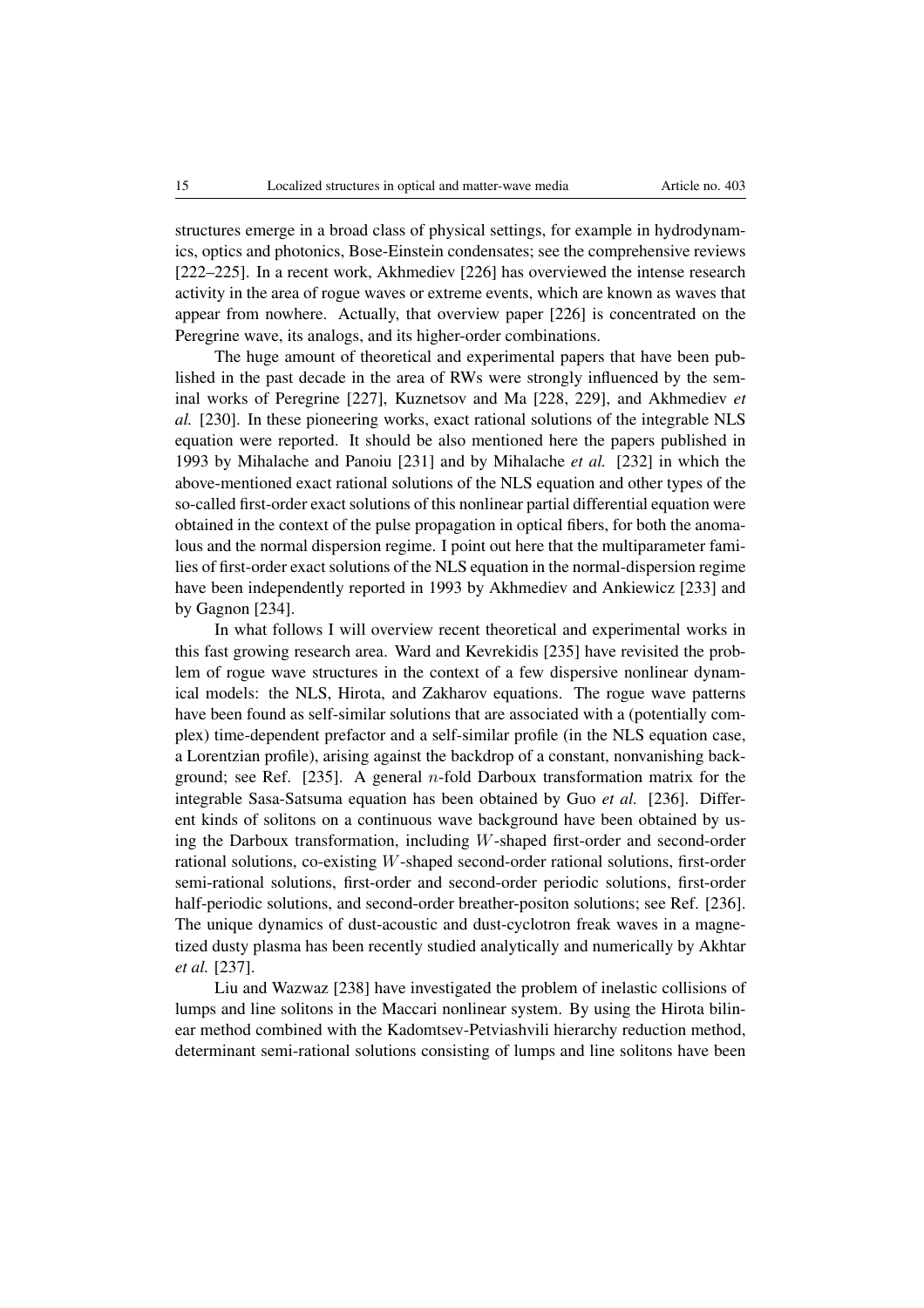structures emerge in a broad class of physical settings, for example in hydrodynamics, optics and photonics, Bose-Einstein condensates; see the comprehensive reviews [222–225]. In a recent work, Akhmediev [226] has overviewed the intense research activity in the area of rogue waves or extreme events, which are known as waves that appear from nowhere. Actually, that overview paper [226] is concentrated on the Peregrine wave, its analogs, and its higher-order combinations.

The huge amount of theoretical and experimental papers that have been published in the past decade in the area of RWs were strongly influenced by the seminal works of Peregrine [227], Kuznetsov and Ma [228, 229], and Akhmediev *et al.* [230]. In these pioneering works, exact rational solutions of the integrable NLS equation were reported. It should be also mentioned here the papers published in 1993 by Mihalache and Panoiu [231] and by Mihalache *et al.* [232] in which the above-mentioned exact rational solutions of the NLS equation and other types of the so-called first-order exact solutions of this nonlinear partial differential equation were obtained in the context of the pulse propagation in optical fibers, for both the anomalous and the normal dispersion regime. I point out here that the multiparameter families of first-order exact solutions of the NLS equation in the normal-dispersion regime have been independently reported in 1993 by Akhmediev and Ankiewicz [233] and by Gagnon [234].

In what follows I will overview recent theoretical and experimental works in this fast growing research area. Ward and Kevrekidis [235] have revisited the problem of rogue wave structures in the context of a few dispersive nonlinear dynamical models: the NLS, Hirota, and Zakharov equations. The rogue wave patterns have been found as self-similar solutions that are associated with a (potentially complex) time-dependent prefactor and a self-similar profile (in the NLS equation case, a Lorentzian profile), arising against the backdrop of a constant, nonvanishing background; see Ref. [235]. A general $n$-fold Darboux transformation matrix for the integrable Sasa-Satsuma equation has been obtained by Guo *et al.* [236]. Different kinds of solitons on a continuous wave background have been obtained by using the Darboux transformation, including $W$-shaped first-order and second-order rational solutions, co-existing $W$-shaped second-order rational solutions, first-order semi-rational solutions, first-order and second-order periodic solutions, first-order half-periodic solutions, and second-order breather-positon solutions; see Ref. [236]. The unique dynamics of dust-acoustic and dust-cyclotron freak waves in a magnetized dusty plasma has been recently studied analytically and numerically by Akhtar *et al.* [237].

Liu and Wazwaz [238] have investigated the problem of inelastic collisions of lumps and line solitons in the Maccari nonlinear system. By using the Hirota bilinear method combined with the Kadomtsev-Petviashvili hierarchy reduction method, determinant semi-rational solutions consisting of lumps and line solitons have been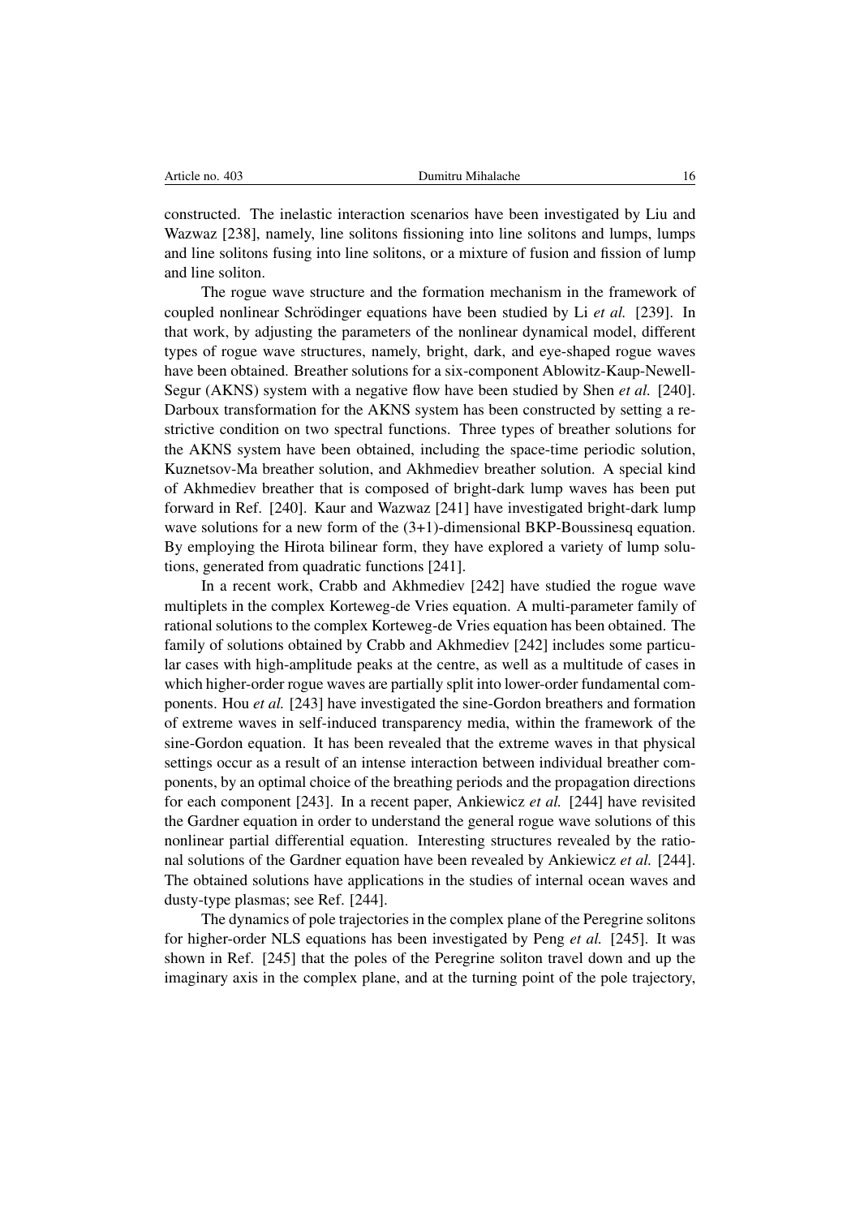constructed. The inelastic interaction scenarios have been investigated by Liu and Wazwaz [238], namely, line solitons fissioning into line solitons and lumps, lumps and line solitons fusing into line solitons, or a mixture of fusion and fission of lump and line soliton.

The rogue wave structure and the formation mechanism in the framework of coupled nonlinear Schrödinger equations have been studied by Li *et al.* [239]. In that work, by adjusting the parameters of the nonlinear dynamical model, different types of rogue wave structures, namely, bright, dark, and eye-shaped rogue waves have been obtained. Breather solutions for a six-component Ablowitz-Kaup-Newell-Segur (AKNS) system with a negative flow have been studied by Shen *et al.* [240]. Darboux transformation for the AKNS system has been constructed by setting a restrictive condition on two spectral functions. Three types of breather solutions for the AKNS system have been obtained, including the space-time periodic solution, Kuznetsov-Ma breather solution, and Akhmediev breather solution. A special kind of Akhmediev breather that is composed of bright-dark lump waves has been put forward in Ref. [240]. Kaur and Wazwaz [241] have investigated bright-dark lump wave solutions for a new form of the (3+1)-dimensional BKP-Boussinesq equation. By employing the Hirota bilinear form, they have explored a variety of lump solutions, generated from quadratic functions [241].

In a recent work, Crabb and Akhmediev [242] have studied the rogue wave multiplets in the complex Korteweg-de Vries equation. A multi-parameter family of rational solutions to the complex Korteweg-de Vries equation has been obtained. The family of solutions obtained by Crabb and Akhmediev [242] includes some particular cases with high-amplitude peaks at the centre, as well as a multitude of cases in which higher-order rogue waves are partially split into lower-order fundamental components. Hou *et al.* [243] have investigated the sine-Gordon breathers and formation of extreme waves in self-induced transparency media, within the framework of the sine-Gordon equation. It has been revealed that the extreme waves in that physical settings occur as a result of an intense interaction between individual breather components, by an optimal choice of the breathing periods and the propagation directions for each component [243]. In a recent paper, Ankiewicz *et al.* [244] have revisited the Gardner equation in order to understand the general rogue wave solutions of this nonlinear partial differential equation. Interesting structures revealed by the rational solutions of the Gardner equation have been revealed by Ankiewicz *et al.* [244]. The obtained solutions have applications in the studies of internal ocean waves and dusty-type plasmas; see Ref. [244].

The dynamics of pole trajectories in the complex plane of the Peregrine solitons for higher-order NLS equations has been investigated by Peng *et al.* [245]. It was shown in Ref. [245] that the poles of the Peregrine soliton travel down and up the imaginary axis in the complex plane, and at the turning point of the pole trajectory,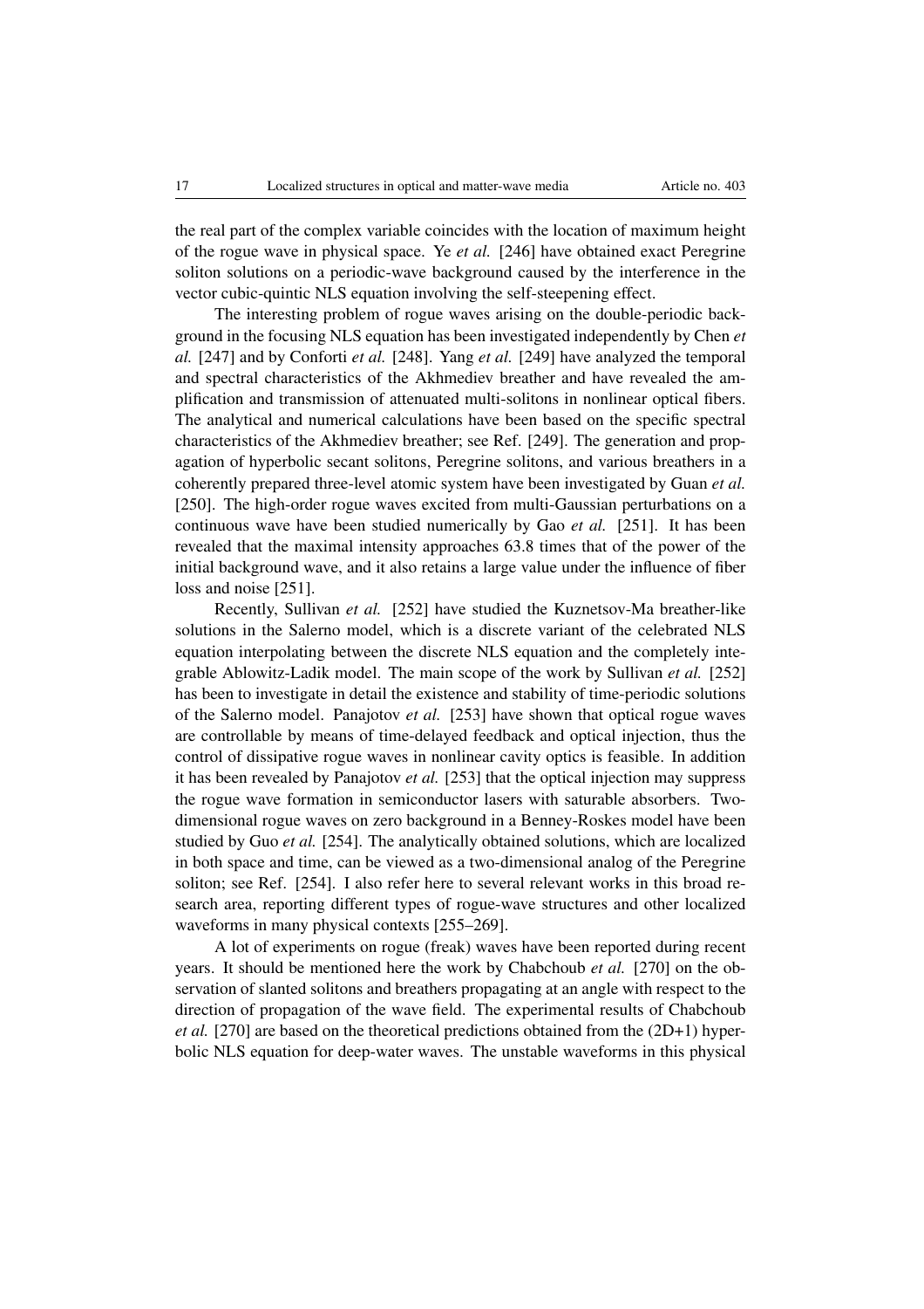the real part of the complex variable coincides with the location of maximum height of the rogue wave in physical space. Ye *et al.* [246] have obtained exact Peregrine soliton solutions on a periodic-wave background caused by the interference in the vector cubic-quintic NLS equation involving the self-steepening effect.

The interesting problem of rogue waves arising on the double-periodic background in the focusing NLS equation has been investigated independently by Chen *et al.* [247] and by Conforti *et al.* [248]. Yang *et al.* [249] have analyzed the temporal and spectral characteristics of the Akhmediev breather and have revealed the amplification and transmission of attenuated multi-solitons in nonlinear optical fibers. The analytical and numerical calculations have been based on the specific spectral characteristics of the Akhmediev breather; see Ref. [249]. The generation and propagation of hyperbolic secant solitons, Peregrine solitons, and various breathers in a coherently prepared three-level atomic system have been investigated by Guan *et al.* [250]. The high-order rogue waves excited from multi-Gaussian perturbations on a continuous wave have been studied numerically by Gao *et al.* [251]. It has been revealed that the maximal intensity approaches 63.8 times that of the power of the initial background wave, and it also retains a large value under the influence of fiber loss and noise [251].

Recently, Sullivan *et al.* [252] have studied the Kuznetsov-Ma breather-like solutions in the Salerno model, which is a discrete variant of the celebrated NLS equation interpolating between the discrete NLS equation and the completely integrable Ablowitz-Ladik model. The main scope of the work by Sullivan *et al.* [252] has been to investigate in detail the existence and stability of time-periodic solutions of the Salerno model. Panajotov *et al.* [253] have shown that optical rogue waves are controllable by means of time-delayed feedback and optical injection, thus the control of dissipative rogue waves in nonlinear cavity optics is feasible. In addition it has been revealed by Panajotov *et al.* [253] that the optical injection may suppress the rogue wave formation in semiconductor lasers with saturable absorbers. Two-dimensional rogue waves on zero background in a Benney-Roskes model have been studied by Guo *et al.* [254]. The analytically obtained solutions, which are localized in both space and time, can be viewed as a two-dimensional analog of the Peregrine soliton; see Ref. [254]. I also refer here to several relevant works in this broad research area, reporting different types of rogue-wave structures and other localized waveforms in many physical contexts [255–269].

A lot of experiments on rogue (freak) waves have been reported during recent years. It should be mentioned here the work by Chabchoub *et al.* [270] on the observation of slanted solitons and breathers propagating at an angle with respect to the direction of propagation of the wave field. The experimental results of Chabchoub *et al.* [270] are based on the theoretical predictions obtained from the (2D+1) hyperbolic NLS equation for deep-water waves. The unstable waveforms in this physical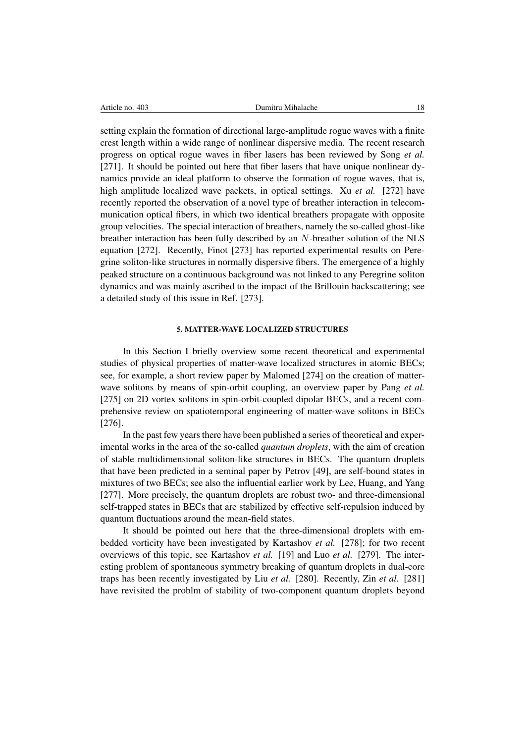setting explain the formation of directional large-amplitude rogue waves with a finite crest length within a wide range of nonlinear dispersive media. The recent research progress on optical rogue waves in fiber lasers has been reviewed by Song *et al.* [271]. It should be pointed out here that fiber lasers that have unique nonlinear dynamics provide an ideal platform to observe the formation of rogue waves, that is, high amplitude localized wave packets, in optical settings. Xu *et al.* [272] have recently reported the observation of a novel type of breather interaction in telecommunication optical fibers, in which two identical breathers propagate with opposite group velocities. The special interaction of breathers, namely the so-called ghost-like breather interaction has been fully described by an $N$-breather solution of the NLS equation [272]. Recently, Finot [273] has reported experimental results on Peregrine soliton-like structures in normally dispersive fibers. The emergence of a highly peaked structure on a continuous background was not linked to any Peregrine soliton dynamics and was mainly ascribed to the impact of the Brillouin backscattering; see a detailed study of this issue in Ref. [273].

## 5. MATTER-WAVE LOCALIZED STRUCTURES

In this Section I briefly overview some recent theoretical and experimental studies of physical properties of matter-wave localized structures in atomic BECs; see, for example, a short review paper by Malomed [274] on the creation of matter-wave solitons by means of spin-orbit coupling, an overview paper by Pang *et al.* [275] on 2D vortex solitons in spin-orbit-coupled dipolar BECs, and a recent comprehensive review on spatiotemporal engineering of matter-wave solitons in BECs [276].

In the past few years there have been published a series of theoretical and experimental works in the area of the so-called *quantum droplets*, with the aim of creation of stable multidimensional soliton-like structures in BECs. The quantum droplets that have been predicted in a seminal paper by Petrov [49], are self-bound states in mixtures of two BECs; see also the influential earlier work by Lee, Huang, and Yang [277]. More precisely, the quantum droplets are robust two- and three-dimensional self-trapped states in BECs that are stabilized by effective self-repulsion induced by quantum fluctuations around the mean-field states.

It should be pointed out here that the three-dimensional droplets with embedded vorticity have been investigated by Kartashov *et al.* [278]; for two recent overviews of this topic, see Kartashov *et al.* [19] and Luo *et al.* [279]. The interesting problem of spontaneous symmetry breaking of quantum droplets in dual-core traps has been recently investigated by Liu *et al.* [280]. Recently, Zin *et al.* [281] have revisited the problm of stability of two-component quantum droplets beyond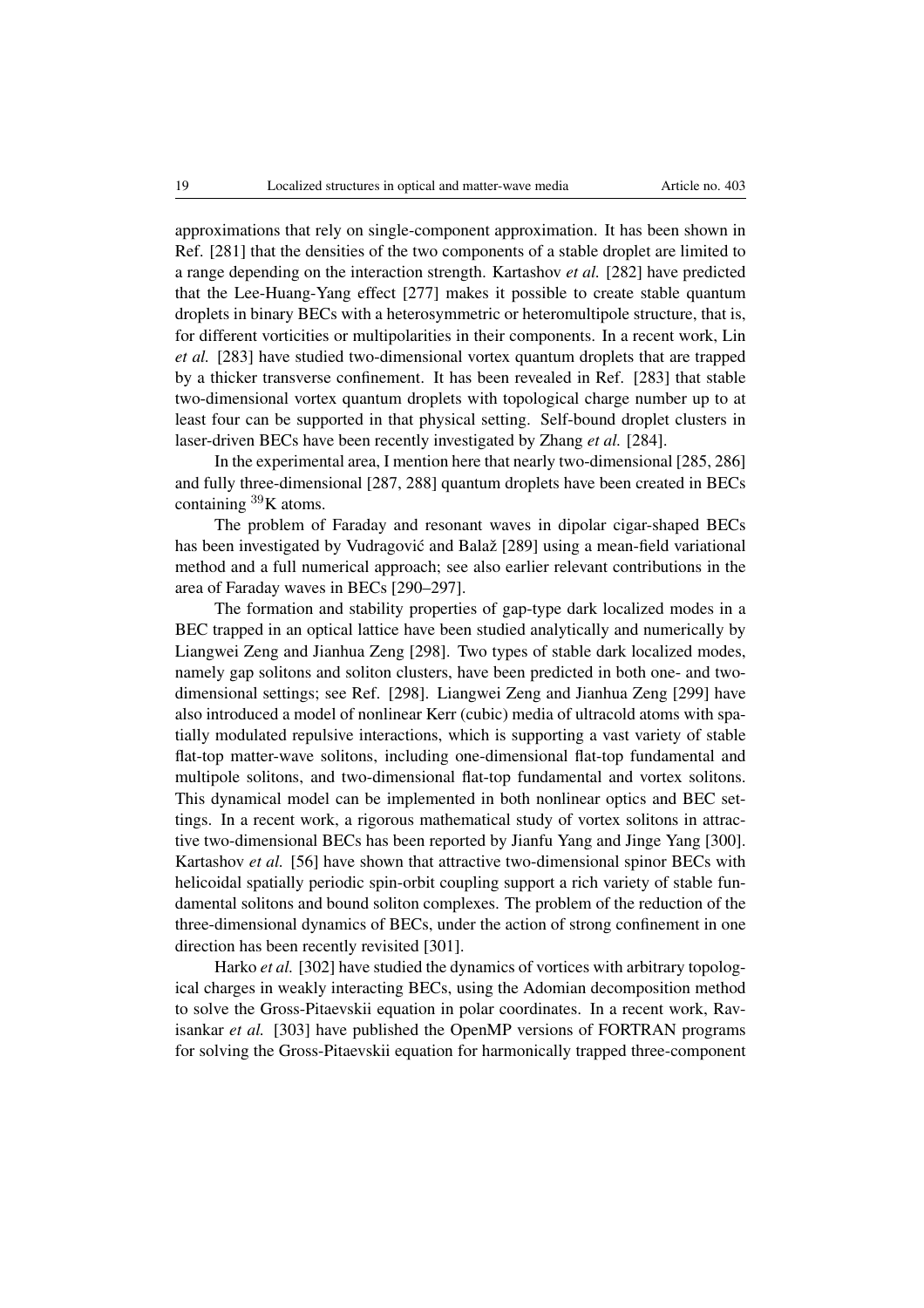approximations that rely on single-component approximation. It has been shown in Ref. [281] that the densities of the two components of a stable droplet are limited to a range depending on the interaction strength. Kartashov *et al.* [282] have predicted that the Lee-Huang-Yang effect [277] makes it possible to create stable quantum droplets in binary BECs with a heterosymmetric or heteromultipole structure, that is, for different vorticities or multipolarities in their components. In a recent work, Lin *et al.* [283] have studied two-dimensional vortex quantum droplets that are trapped by a thicker transverse confinement. It has been revealed in Ref. [283] that stable two-dimensional vortex quantum droplets with topological charge number up to at least four can be supported in that physical setting. Self-bound droplet clusters in laser-driven BECs have been recently investigated by Zhang *et al.* [284].

In the experimental area, I mention here that nearly two-dimensional [285, 286] and fully three-dimensional [287, 288] quantum droplets have been created in BECs containing $^{39}$K atoms.

The problem of Faraday and resonant waves in dipolar cigar-shaped BECs has been investigated by Vudragović and Balaž [289] using a mean-field variational method and a full numerical approach; see also earlier relevant contributions in the area of Faraday waves in BECs [290–297].

The formation and stability properties of gap-type dark localized modes in a BEC trapped in an optical lattice have been studied analytically and numerically by Liangwei Zeng and Jianhua Zeng [298]. Two types of stable dark localized modes, namely gap solitons and soliton clusters, have been predicted in both one- and two-dimensional settings; see Ref. [298]. Liangwei Zeng and Jianhua Zeng [299] have also introduced a model of nonlinear Kerr (cubic) media of ultracold atoms with spatially modulated repulsive interactions, which is supporting a vast variety of stable flat-top matter-wave solitons, including one-dimensional flat-top fundamental and multipole solitons, and two-dimensional flat-top fundamental and vortex solitons. This dynamical model can be implemented in both nonlinear optics and BEC settings. In a recent work, a rigorous mathematical study of vortex solitons in attractive two-dimensional BECs has been reported by Jianfu Yang and Jinge Yang [300]. Kartashov *et al.* [56] have shown that attractive two-dimensional spinor BECs with helicoidal spatially periodic spin-orbit coupling support a rich variety of stable fundamental solitons and bound soliton complexes. The problem of the reduction of the three-dimensional dynamics of BECs, under the action of strong confinement in one direction has been recently revisited [301].

Harko *et al.* [302] have studied the dynamics of vortices with arbitrary topological charges in weakly interacting BECs, using the Adomian decomposition method to solve the Gross-Pitaevskii equation in polar coordinates. In a recent work, Ravisankar *et al.* [303] have published the OpenMP versions of FORTRAN programs for solving the Gross-Pitaevskii equation for harmonically trapped three-component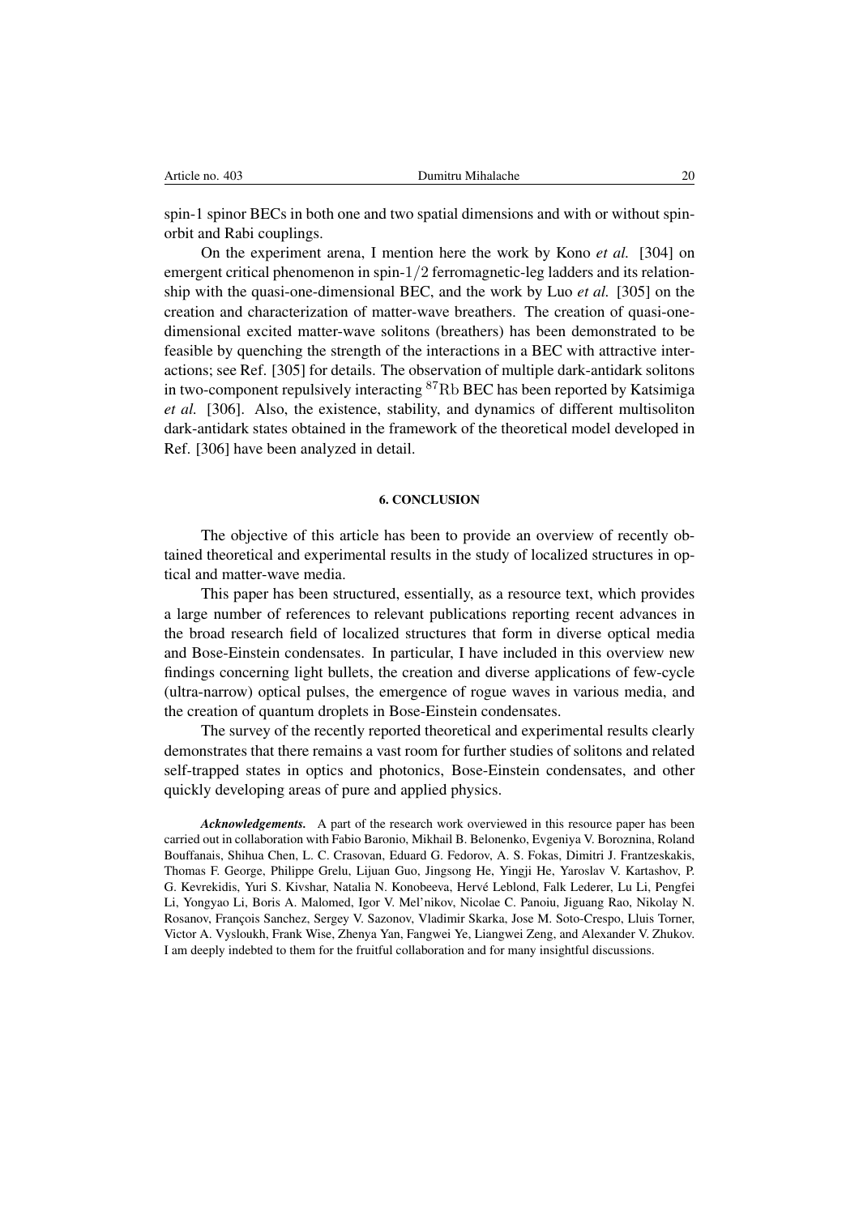spin-1 spinor BECs in both one and two spatial dimensions and with or without spin-orbit and Rabi couplings.

On the experiment arena, I mention here the work by Kono *et al.* [304] on emergent critical phenomenon in spin-$1/2$ ferromagnetic-leg ladders and its relationship with the quasi-one-dimensional BEC, and the work by Luo *et al.* [305] on the creation and characterization of matter-wave breathers. The creation of quasi-one-dimensional excited matter-wave solitons (breathers) has been demonstrated to be feasible by quenching the strength of the interactions in a BEC with attractive interactions; see Ref. [305] for details. The observation of multiple dark-antidark solitons in two-component repulsively interacting $^{87}\mathrm{Rb}$ BEC has been reported by Katsimiga *et al.* [306]. Also, the existence, stability, and dynamics of different multisoliton dark-antidark states obtained in the framework of the theoretical model developed in Ref. [306] have been analyzed in detail.

## 6. CONCLUSION

The objective of this article has been to provide an overview of recently obtained theoretical and experimental results in the study of localized structures in optical and matter-wave media.

This paper has been structured, essentially, as a resource text, which provides a large number of references to relevant publications reporting recent advances in the broad research field of localized structures that form in diverse optical media and Bose-Einstein condensates. In particular, I have included in this overview new findings concerning light bullets, the creation and diverse applications of few-cycle (ultra-narrow) optical pulses, the emergence of rogue waves in various media, and the creation of quantum droplets in Bose-Einstein condensates.

The survey of the recently reported theoretical and experimental results clearly demonstrates that there remains a vast room for further studies of solitons and related self-trapped states in optics and photonics, Bose-Einstein condensates, and other quickly developing areas of pure and applied physics.

***Acknowledgements.*** A part of the research work overviewed in this resource paper has been carried out in collaboration with Fabio Baronio, Mikhail B. Belonenko, Evgeniya V. Boroznina, Roland Bouffanais, Shihua Chen, L. C. Crasovan, Eduard G. Fedorov, A. S. Fokas, Dimitri J. Frantzeskakis, Thomas F. George, Philippe Grelu, Lijuan Guo, Jingsong He, Yingji He, Yaroslav V. Kartashov, P. G. Kevrekidis, Yuri S. Kivshar, Natalia N. Konobeeva, Hervé Leblond, Falk Lederer, Lu Li, Pengfei Li, Yongyao Li, Boris A. Malomed, Igor V. Mel'nikov, Nicolae C. Panoiu, Jiguang Rao, Nikolay N. Rosanov, François Sanchez, Sergey V. Sazonov, Vladimir Skarka, Jose M. Soto-Crespo, Lluis Torner, Victor A. Vysloukh, Frank Wise, Zhenya Yan, Fangwei Ye, Liangwei Zeng, and Alexander V. Zhukov. I am deeply indebted to them for the fruitful collaboration and for many insightful discussions.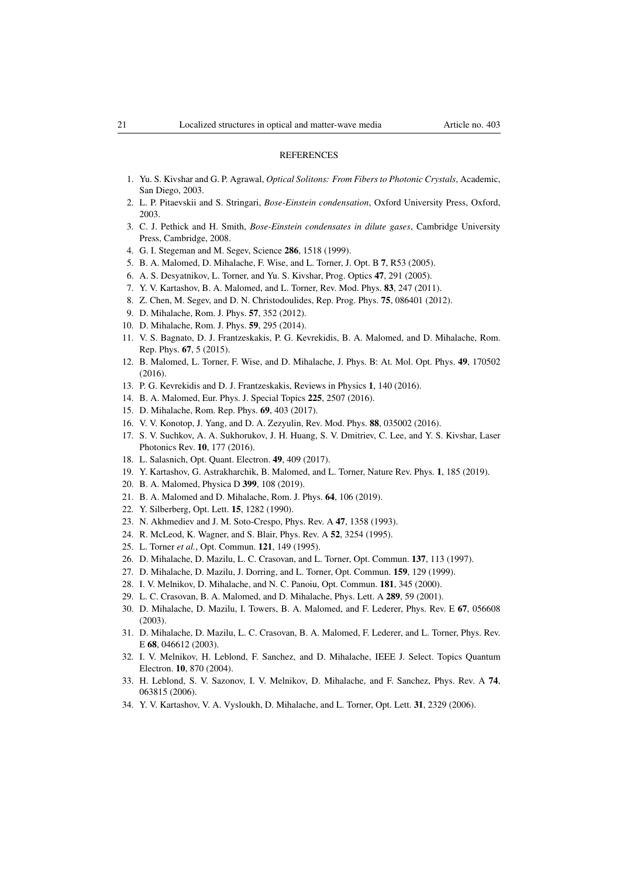## REFERENCES

1. Yu. S. Kivshar and G. P. Agrawal, *Optical Solitons: From Fibers to Photonic Crystals*, Academic, San Diego, 2003.
2. L. P. Pitaevskii and S. Stringari, *Bose-Einstein condensation*, Oxford University Press, Oxford, 2003.
3. C. J. Pethick and H. Smith, *Bose-Einstein condensates in dilute gases*, Cambridge University Press, Cambridge, 2008.
4. G. I. Stegeman and M. Segev, Science **286**, 1518 (1999).
5. B. A. Malomed, D. Mihalache, F. Wise, and L. Torner, J. Opt. B **7**, R53 (2005).
6. A. S. Desyatnikov, L. Torner, and Yu. S. Kivshar, Prog. Optics **47**, 291 (2005).
7. Y. V. Kartashov, B. A. Malomed, and L. Torner, Rev. Mod. Phys. **83**, 247 (2011).
8. Z. Chen, M. Segev, and D. N. Christodoulides, Rep. Prog. Phys. **75**, 086401 (2012).
9. D. Mihalache, Rom. J. Phys. **57**, 352 (2012).
10. D. Mihalache, Rom. J. Phys. **59**, 295 (2014).
11. V. S. Bagnato, D. J. Frantzeskakis, P. G. Kevrekidis, B. A. Malomed, and D. Mihalache, Rom. Rep. Phys. **67**, 5 (2015).
12. B. Malomed, L. Torner, F. Wise, and D. Mihalache, J. Phys. B: At. Mol. Opt. Phys. **49**, 170502 (2016).
13. P. G. Kevrekidis and D. J. Frantzeskakis, Reviews in Physics **1**, 140 (2016).
14. B. A. Malomed, Eur. Phys. J. Special Topics **225**, 2507 (2016).
15. D. Mihalache, Rom. Rep. Phys. **69**, 403 (2017).
16. V. V. Konotop, J. Yang, and D. A. Zezyulin, Rev. Mod. Phys. **88**, 035002 (2016).
17. S. V. Suchkov, A. A. Sukhorukov, J. H. Huang, S. V. Dmitriev, C. Lee, and Y. S. Kivshar, Laser Photonics Rev. **10**, 177 (2016).
18. L. Salasnich, Opt. Quant. Electron. **49**, 409 (2017).
19. Y. Kartashov, G. Astrakharchik, B. Malomed, and L. Torner, Nature Rev. Phys. **1**, 185 (2019).
20. B. A. Malomed, Physica D **399**, 108 (2019).
21. B. A. Malomed and D. Mihalache, Rom. J. Phys. **64**, 106 (2019).
22. Y. Silberberg, Opt. Lett. **15**, 1282 (1990).
23. N. Akhmediev and J. M. Soto-Crespo, Phys. Rev. A **47**, 1358 (1993).
24. R. McLeod, K. Wagner, and S. Blair, Phys. Rev. A **52**, 3254 (1995).
25. L. Torner *et al.*, Opt. Commun. **121**, 149 (1995).
26. D. Mihalache, D. Mazilu, L. C. Crasovan, and L. Torner, Opt. Commun. **137**, 113 (1997).
27. D. Mihalache, D. Mazilu, J. Dorring, and L. Torner, Opt. Commun. **159**, 129 (1999).
28. I. V. Melnikov, D. Mihalache, and N. C. Panoiu, Opt. Commun. **181**, 345 (2000).
29. L. C. Crasovan, B. A. Malomed, and D. Mihalache, Phys. Lett. A **289**, 59 (2001).
30. D. Mihalache, D. Mazilu, I. Towers, B. A. Malomed, and F. Lederer, Phys. Rev. E **67**, 056608 (2003).
31. D. Mihalache, D. Mazilu, L. C. Crasovan, B. A. Malomed, F. Lederer, and L. Torner, Phys. Rev. E **68**, 046612 (2003).
32. I. V. Melnikov, H. Leblond, F. Sanchez, and D. Mihalache, IEEE J. Select. Topics Quantum Electron. **10**, 870 (2004).
33. H. Leblond, S. V. Sazonov, I. V. Melnikov, D. Mihalache, and F. Sanchez, Phys. Rev. A **74**, 063815 (2006).
34. Y. V. Kartashov, V. A. Vysloukh, D. Mihalache, and L. Torner, Opt. Lett. **31**, 2329 (2006).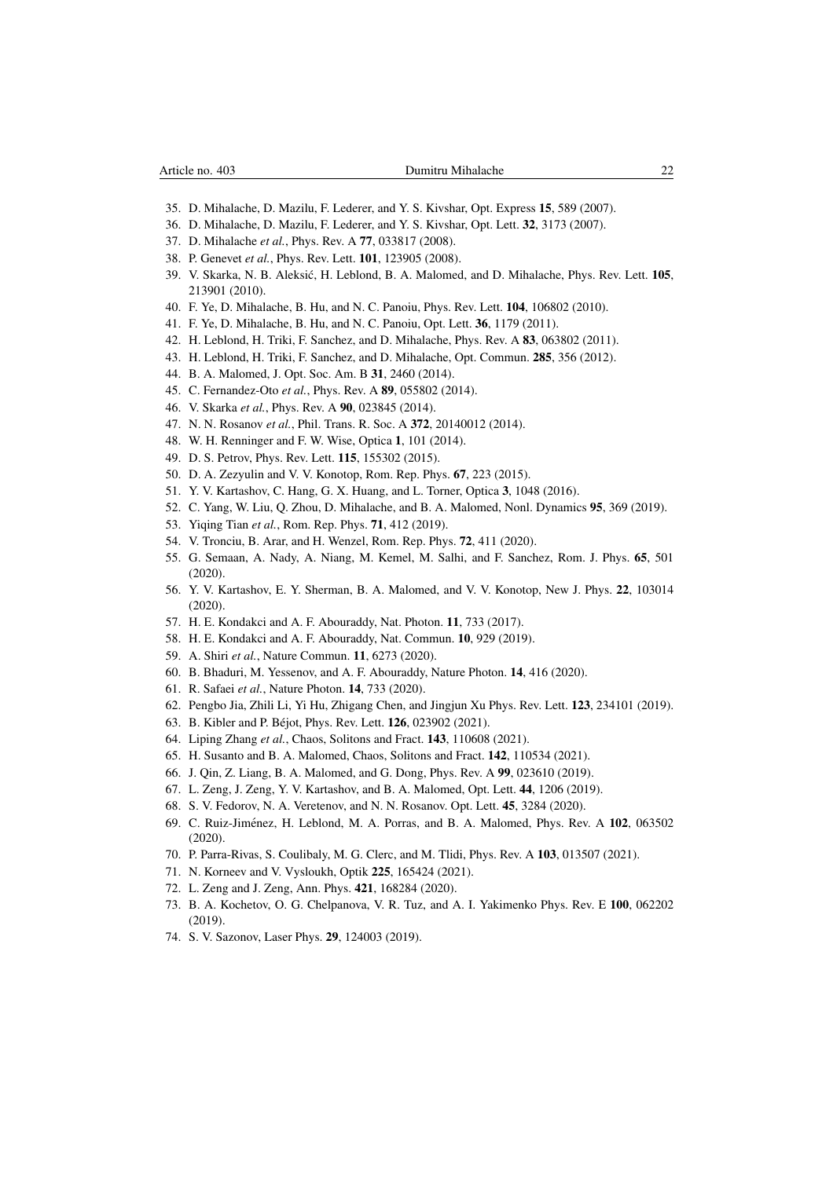35. D. Mihalache, D. Mazilu, F. Lederer, and Y. S. Kivshar, Opt. Express **15**, 589 (2007).
36. D. Mihalache, D. Mazilu, F. Lederer, and Y. S. Kivshar, Opt. Lett. **32**, 3173 (2007).
37. D. Mihalache *et al.*, Phys. Rev. A **77**, 033817 (2008).
38. P. Genevet *et al.*, Phys. Rev. Lett. **101**, 123905 (2008).
39. V. Skarka, N. B. Aleksić, H. Leblond, B. A. Malomed, and D. Mihalache, Phys. Rev. Lett. **105**, 213901 (2010).
40. F. Ye, D. Mihalache, B. Hu, and N. C. Panoiu, Phys. Rev. Lett. **104**, 106802 (2010).
41. F. Ye, D. Mihalache, B. Hu, and N. C. Panoiu, Opt. Lett. **36**, 1179 (2011).
42. H. Leblond, H. Triki, F. Sanchez, and D. Mihalache, Phys. Rev. A **83**, 063802 (2011).
43. H. Leblond, H. Triki, F. Sanchez, and D. Mihalache, Opt. Commun. **285**, 356 (2012).
44. B. A. Malomed, J. Opt. Soc. Am. B **31**, 2460 (2014).
45. C. Fernandez-Oto *et al.*, Phys. Rev. A **89**, 055802 (2014).
46. V. Skarka *et al.*, Phys. Rev. A **90**, 023845 (2014).
47. N. N. Rosanov *et al.*, Phil. Trans. R. Soc. A **372**, 20140012 (2014).
48. W. H. Renninger and F. W. Wise, Optica **1**, 101 (2014).
49. D. S. Petrov, Phys. Rev. Lett. **115**, 155302 (2015).
50. D. A. Zezyulin and V. V. Konotop, Rom. Rep. Phys. **67**, 223 (2015).
51. Y. V. Kartashov, C. Hang, G. X. Huang, and L. Torner, Optica **3**, 1048 (2016).
52. C. Yang, W. Liu, Q. Zhou, D. Mihalache, and B. A. Malomed, Nonl. Dynamics **95**, 369 (2019).
53. Yiqing Tian *et al.*, Rom. Rep. Phys. **71**, 412 (2019).
54. V. Tronciu, B. Arar, and H. Wenzel, Rom. Rep. Phys. **72**, 411 (2020).
55. G. Semaan, A. Nady, A. Niang, M. Kemel, M. Salhi, and F. Sanchez, Rom. J. Phys. **65**, 501 (2020).
56. Y. V. Kartashov, E. Y. Sherman, B. A. Malomed, and V. V. Konotop, New J. Phys. **22**, 103014 (2020).
57. H. E. Kondakci and A. F. Abouraddy, Nat. Photon. **11**, 733 (2017).
58. H. E. Kondakci and A. F. Abouraddy, Nat. Commun. **10**, 929 (2019).
59. A. Shiri *et al.*, Nature Commun. **11**, 6273 (2020).
60. B. Bhaduri, M. Yessenov, and A. F. Abouraddy, Nature Photon. **14**, 416 (2020).
61. R. Safaei *et al.*, Nature Photon. **14**, 733 (2020).
62. Pengbo Jia, Zhili Li, Yi Hu, Zhigang Chen, and Jingjun Xu Phys. Rev. Lett. **123**, 234101 (2019).
63. B. Kibler and P. Béjot, Phys. Rev. Lett. **126**, 023902 (2021).
64. Liping Zhang *et al.*, Chaos, Solitons and Fract. **143**, 110608 (2021).
65. H. Susanto and B. A. Malomed, Chaos, Solitons and Fract. **142**, 110534 (2021).
66. J. Qin, Z. Liang, B. A. Malomed, and G. Dong, Phys. Rev. A **99**, 023610 (2019).
67. L. Zeng, J. Zeng, Y. V. Kartashov, and B. A. Malomed, Opt. Lett. **44**, 1206 (2019).
68. S. V. Fedorov, N. A. Veretenov, and N. N. Rosanov. Opt. Lett. **45**, 3284 (2020).
69. C. Ruiz-Jiménez, H. Leblond, M. A. Porras, and B. A. Malomed, Phys. Rev. A **102**, 063502 (2020).
70. P. Parra-Rivas, S. Coulibaly, M. G. Clerc, and M. Tlidi, Phys. Rev. A **103**, 013507 (2021).
71. N. Korneev and V. Vysloukh, Optik **225**, 165424 (2021).
72. L. Zeng and J. Zeng, Ann. Phys. **421**, 168284 (2020).
73. B. A. Kochetov, O. G. Chelpanova, V. R. Tuz, and A. I. Yakimenko Phys. Rev. E **100**, 062202 (2019).
74. S. V. Sazonov, Laser Phys. **29**, 124003 (2019).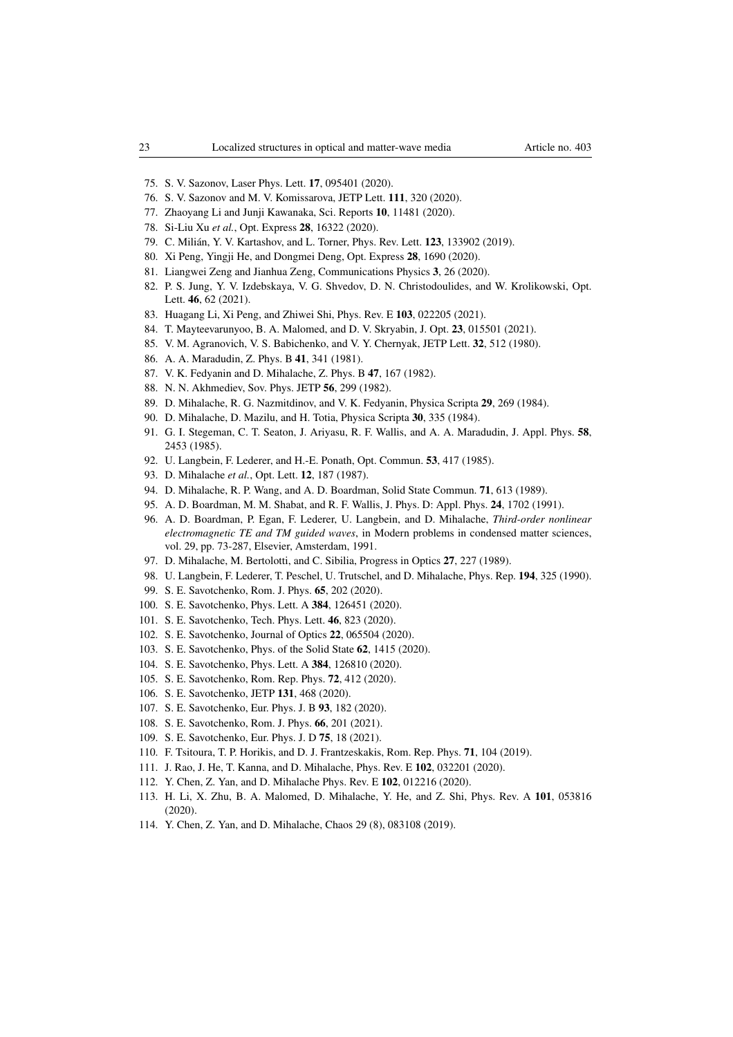75. S. V. Sazonov, Laser Phys. Lett. **17**, 095401 (2020).
76. S. V. Sazonov and M. V. Komissarova, JETP Lett. **111**, 320 (2020).
77. Zhaoyang Li and Junji Kawanaka, Sci. Reports **10**, 11481 (2020).
78. Si-Liu Xu *et al.*, Opt. Express **28**, 16322 (2020).
79. C. Milián, Y. V. Kartashov, and L. Torner, Phys. Rev. Lett. **123**, 133902 (2019).
80. Xi Peng, Yingji He, and Dongmei Deng, Opt. Express **28**, 1690 (2020).
81. Liangwei Zeng and Jianhua Zeng, Communications Physics **3**, 26 (2020).
82. P. S. Jung, Y. V. Izdebskaya, V. G. Shvedov, D. N. Christodoulides, and W. Krolikowski, Opt. Lett. **46**, 62 (2021).
83. Huagang Li, Xi Peng, and Zhiwei Shi, Phys. Rev. E **103**, 022205 (2021).
84. T. Mayteevarunyoo, B. A. Malomed, and D. V. Skryabin, J. Opt. **23**, 015501 (2021).
85. V. M. Agranovich, V. S. Babichenko, and V. Y. Chernyak, JETP Lett. **32**, 512 (1980).
86. A. A. Maradudin, Z. Phys. B **41**, 341 (1981).
87. V. K. Fedyanin and D. Mihalache, Z. Phys. B **47**, 167 (1982).
88. N. N. Akhmediev, Sov. Phys. JETP **56**, 299 (1982).
89. D. Mihalache, R. G. Nazmitdinov, and V. K. Fedyanin, Physica Scripta **29**, 269 (1984).
90. D. Mihalache, D. Mazilu, and H. Totia, Physica Scripta **30**, 335 (1984).
91. G. I. Stegeman, C. T. Seaton, J. Ariyasu, R. F. Wallis, and A. A. Maradudin, J. Appl. Phys. **58**, 2453 (1985).
92. U. Langbein, F. Lederer, and H.-E. Ponath, Opt. Commun. **53**, 417 (1985).
93. D. Mihalache *et al.*, Opt. Lett. **12**, 187 (1987).
94. D. Mihalache, R. P. Wang, and A. D. Boardman, Solid State Commun. **71**, 613 (1989).
95. A. D. Boardman, M. M. Shabat, and R. F. Wallis, J. Phys. D: Appl. Phys. **24**, 1702 (1991).
96. A. D. Boardman, P. Egan, F. Lederer, U. Langbein, and D. Mihalache, *Third-order nonlinear electromagnetic TE and TM guided waves*, in Modern problems in condensed matter sciences, vol. 29, pp. 73-287, Elsevier, Amsterdam, 1991.
97. D. Mihalache, M. Bertolotti, and C. Sibilia, Progress in Optics **27**, 227 (1989).
98. U. Langbein, F. Lederer, T. Peschel, U. Trutschel, and D. Mihalache, Phys. Rep. **194**, 325 (1990).
99. S. E. Savotchenko, Rom. J. Phys. **65**, 202 (2020).
100. S. E. Savotchenko, Phys. Lett. A **384**, 126451 (2020).
101. S. E. Savotchenko, Tech. Phys. Lett. **46**, 823 (2020).
102. S. E. Savotchenko, Journal of Optics **22**, 065504 (2020).
103. S. E. Savotchenko, Phys. of the Solid State **62**, 1415 (2020).
104. S. E. Savotchenko, Phys. Lett. A **384**, 126810 (2020).
105. S. E. Savotchenko, Rom. Rep. Phys. **72**, 412 (2020).
106. S. E. Savotchenko, JETP **131**, 468 (2020).
107. S. E. Savotchenko, Eur. Phys. J. B **93**, 182 (2020).
108. S. E. Savotchenko, Rom. J. Phys. **66**, 201 (2021).
109. S. E. Savotchenko, Eur. Phys. J. D **75**, 18 (2021).
110. F. Tsitoura, T. P. Horikis, and D. J. Frantzeskakis, Rom. Rep. Phys. **71**, 104 (2019).
111. J. Rao, J. He, T. Kanna, and D. Mihalache, Phys. Rev. E **102**, 032201 (2020).
112. Y. Chen, Z. Yan, and D. Mihalache Phys. Rev. E **102**, 012216 (2020).
113. H. Li, X. Zhu, B. A. Malomed, D. Mihalache, Y. He, and Z. Shi, Phys. Rev. A **101**, 053816 (2020).
114. Y. Chen, Z. Yan, and D. Mihalache, Chaos 29 (8), 083108 (2019).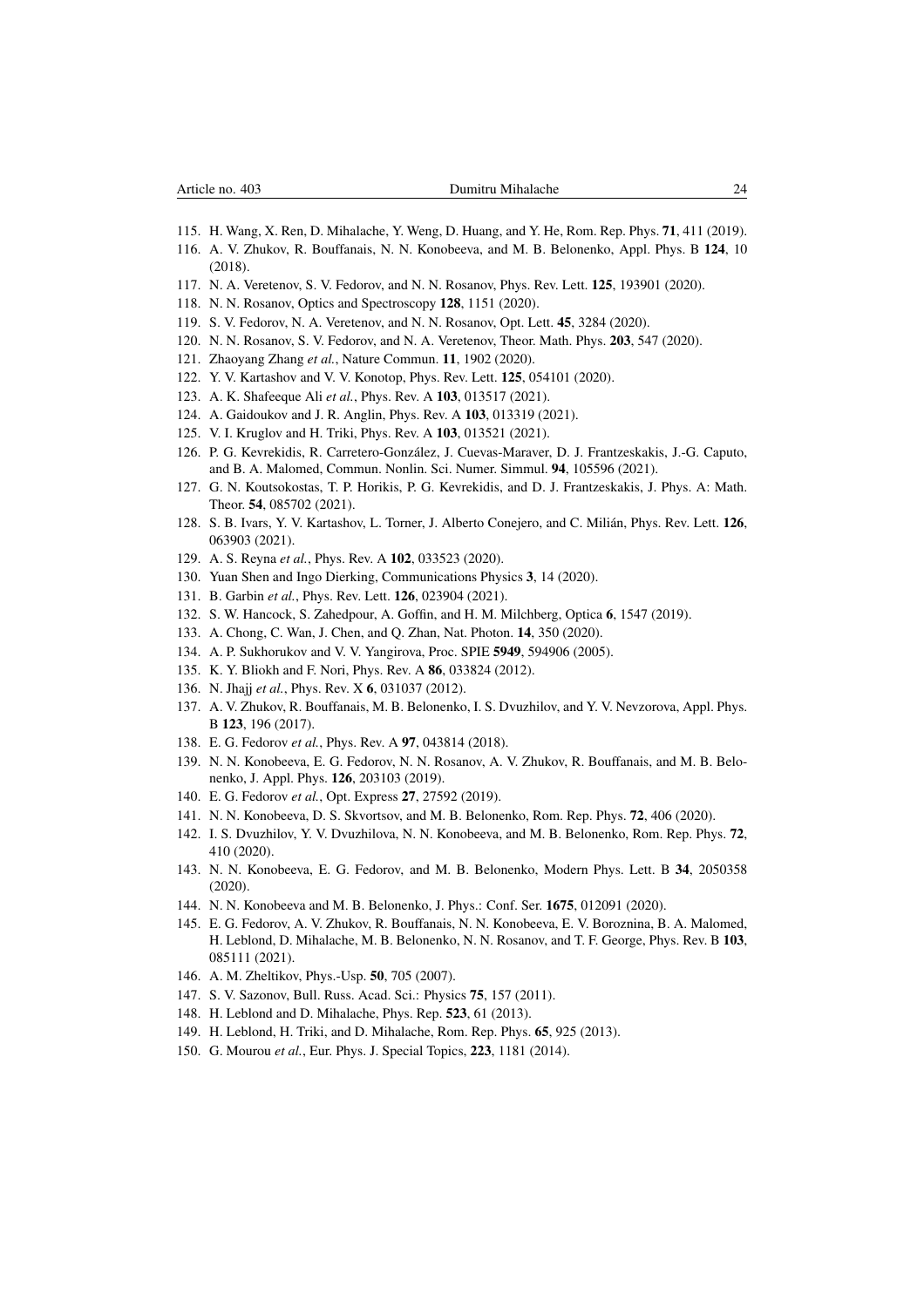115. H. Wang, X. Ren, D. Mihalache, Y. Weng, D. Huang, and Y. He, Rom. Rep. Phys. **71**, 411 (2019).
116. A. V. Zhukov, R. Bouffanais, N. N. Konobeeva, and M. B. Belonenko, Appl. Phys. B **124**, 10 (2018).
117. N. A. Veretenov, S. V. Fedorov, and N. N. Rosanov, Phys. Rev. Lett. **125**, 193901 (2020).
118. N. N. Rosanov, Optics and Spectroscopy **128**, 1151 (2020).
119. S. V. Fedorov, N. A. Veretenov, and N. N. Rosanov, Opt. Lett. **45**, 3284 (2020).
120. N. N. Rosanov, S. V. Fedorov, and N. A. Veretenov, Theor. Math. Phys. **203**, 547 (2020).
121. Zhaoyang Zhang *et al.*, Nature Commun. **11**, 1902 (2020).
122. Y. V. Kartashov and V. V. Konotop, Phys. Rev. Lett. **125**, 054101 (2020).
123. A. K. Shafeeque Ali *et al.*, Phys. Rev. A **103**, 013517 (2021).
124. A. Gaidoukov and J. R. Anglin, Phys. Rev. A **103**, 013319 (2021).
125. V. I. Kruglov and H. Triki, Phys. Rev. A **103**, 013521 (2021).
126. P. G. Kevrekidis, R. Carretero-González, J. Cuevas-Maravér, D. J. Frantzeskakis, J.-G. Caputo, and B. A. Malomed, Commun. Nonlin. Sci. Numer. Simmul. **94**, 105596 (2021).
127. G. N. Koutsokostas, T. P. Horikis, P. G. Kevrekidis, and D. J. Frantzeskakis, J. Phys. A: Math. Theor. **54**, 085702 (2021).
128. S. B. Ivars, Y. V. Kartashov, L. Torner, J. Alberto Conejero, and C. Milián, Phys. Rev. Lett. **126**, 063903 (2021).
129. A. S. Reyna *et al.*, Phys. Rev. A **102**, 033523 (2020).
130. Yuan Shen and Ingo Dierking, Communications Physics **3**, 14 (2020).
131. B. Garbin *et al.*, Phys. Rev. Lett. **126**, 023904 (2021).
132. S. W. Hancock, S. Zahedpour, A. Goffin, and H. M. Milchberg, Optica **6**, 1547 (2019).
133. A. Chong, C. Wan, J. Chen, and Q. Zhan, Nat. Photon. **14**, 350 (2020).
134. A. P. Sukhorukov and V. V. Yangirova, Proc. SPIE **5949**, 594906 (2005).
135. K. Y. Bliokh and F. Nori, Phys. Rev. A **86**, 033824 (2012).
136. N. Jhajj *et al.*, Phys. Rev. X **6**, 031037 (2012).
137. A. V. Zhukov, R. Bouffanais, M. B. Belonenko, I. S. Dvuzhilov, and Y. V. Nevzorova, Appl. Phys. B **123**, 196 (2017).
138. E. G. Fedorov *et al.*, Phys. Rev. A **97**, 043814 (2018).
139. N. N. Konobeeva, E. G. Fedorov, N. N. Rosanov, A. V. Zhukov, R. Bouffanais, and M. B. Belonenko, J. Appl. Phys. **126**, 203103 (2019).
140. E. G. Fedorov *et al.*, Opt. Express **27**, 27592 (2019).
141. N. N. Konobeeva, D. S. Skvortsov, and M. B. Belonenko, Rom. Rep. Phys. **72**, 406 (2020).
142. I. S. Dvuzhilov, Y. V. Dvuzhilova, N. N. Konobeeva, and M. B. Belonenko, Rom. Rep. Phys. **72**, 410 (2020).
143. N. N. Konobeeva, E. G. Fedorov, and M. B. Belonenko, Modern Phys. Lett. B **34**, 2050358 (2020).
144. N. N. Konobeeva and M. B. Belonenko, J. Phys.: Conf. Ser. **1675**, 012091 (2020).
145. E. G. Fedorov, A. V. Zhukov, R. Bouffanais, N. N. Konobeeva, E. V. Boroznina, B. A. Malomed, H. Leblond, D. Mihalache, M. B. Belonenko, N. N. Rosanov, and T. F. George, Phys. Rev. B **103**, 085111 (2021).
146. A. M. Zheltikov, Phys.-Usp. **50**, 705 (2007).
147. S. V. Sazonov, Bull. Russ. Acad. Sci.: Physics **75**, 157 (2011).
148. H. Leblond and D. Mihalache, Phys. Rep. **523**, 61 (2013).
149. H. Leblond, H. Triki, and D. Mihalache, Rom. Rep. Phys. **65**, 925 (2013).
150. G. Mourou *et al.*, Eur. Phys. J. Special Topics, **223**, 1181 (2014).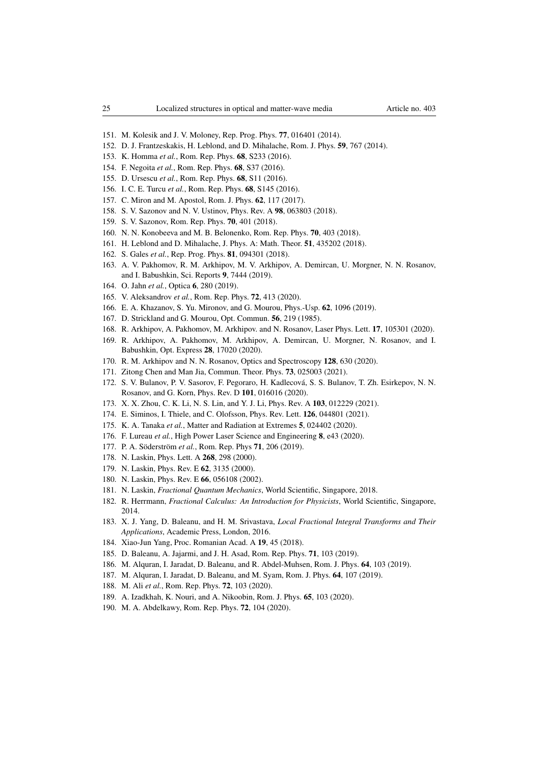151. M. Kolesik and J. V. Moloney, Rep. Prog. Phys. **77**, 016401 (2014).
152. D. J. Frantzeskakis, H. Leblond, and D. Mihalache, Rom. J. Phys. **59**, 767 (2014).
153. K. Homma *et al.*, Rom. Rep. Phys. **68**, S233 (2016).
154. F. Negoita *et al.*, Rom. Rep. Phys. **68**, S37 (2016).
155. D. Ursescu *et al.*, Rom. Rep. Phys. **68**, S11 (2016).
156. I. C. E. Turcu *et al.*, Rom. Rep. Phys. **68**, S145 (2016).
157. C. Miron and M. Apostol, Rom. J. Phys. **62**, 117 (2017).
158. S. V. Sazonov and N. V. Ustinov, Phys. Rev. A **98**, 063803 (2018).
159. S. V. Sazonov, Rom. Rep. Phys. **70**, 401 (2018).
160. N. N. Konobeeva and M. B. Belonenko, Rom. Rep. Phys. **70**, 403 (2018).
161. H. Leblond and D. Mihalache, J. Phys. A: Math. Theor. **51**, 435202 (2018).
162. S. Gales *et al.*, Rep. Prog. Phys. **81**, 094301 (2018).
163. A. V. Pakhomov, R. M. Arkhipov, M. V. Arkhipov, A. Demircan, U. Morgner, N. N. Rosanov, and I. Babushkin, Sci. Reports **9**, 7444 (2019).
164. O. Jahn *et al.*, Optica **6**, 280 (2019).
165. V. Aleksandrov *et al.*, Rom. Rep. Phys. **72**, 413 (2020).
166. E. A. Khazanov, S. Yu. Mironov, and G. Mourou, Phys.-Usp. **62**, 1096 (2019).
167. D. Strickland and G. Mourou, Opt. Commun. **56**, 219 (1985).
168. R. Arkhipov, A. Pakhomov, M. Arkhipov. and N. Rosanov, Laser Phys. Lett. **17**, 105301 (2020).
169. R. Arkhipov, A. Pakhomov, M. Arkhipov, A. Demircan, U. Morgner, N. Rosanov, and I. Babushkin, Opt. Express **28**, 17020 (2020).
170. R. M. Arkhipov and N. N. Rosanov, Optics and Spectroscopy **128**, 630 (2020).
171. Zitong Chen and Man Jia, Commun. Theor. Phys. **73**, 025003 (2021).
172. S. V. Bulanov, P. V. Sasorov, F. Pegoraro, H. Kadlecová, S. S. Bulanov, T. Zh. Esirkepov, N. N. Rosanov, and G. Korn, Phys. Rev. D **101**, 016016 (2020).
173. X. X. Zhou, C. K. Li, N. S. Lin, and Y. J. Li, Phys. Rev. A **103**, 012229 (2021).
174. E. Siminos, I. Thiele, and C. Olofsson, Phys. Rev. Lett. **126**, 044801 (2021).
175. K. A. Tanaka *et al.*, Matter and Radiation at Extremes **5**, 024402 (2020).
176. F. Lureau *et al.*, High Power Laser Science and Engineering **8**, e43 (2020).
177. P. A. Söderström *et al.*, Rom. Rep. Phys **71**, 206 (2019).
178. N. Laskin, Phys. Lett. A **268**, 298 (2000).
179. N. Laskin, Phys. Rev. E **62**, 3135 (2000).
180. N. Laskin, Phys. Rev. E **66**, 056108 (2002).
181. N. Laskin, *Fractional Quantum Mechanics*, World Scientific, Singapore, 2018.
182. R. Herrmann, *Fractional Calculus: An Introduction for Physicists*, World Scientific, Singapore, 2014.
183. X. J. Yang, D. Baleanu, and H. M. Srivastava, *Local Fractional Integral Transforms and Their Applications*, Academic Press, London, 2016.
184. Xiao-Jun Yang, Proc. Romanian Acad. A **19**, 45 (2018).
185. D. Baleanu, A. Jajarmi, and J. H. Asad, Rom. Rep. Phys. **71**, 103 (2019).
186. M. Alquran, I. Jaradat, D. Baleanu, and R. Abdel-Muhsen, Rom. J. Phys. **64**, 103 (2019).
187. M. Alquran, I. Jaradat, D. Baleanu, and M. Syam, Rom. J. Phys. **64**, 107 (2019).
188. M. Ali *et al.*, Rom. Rep. Phys. **72**, 103 (2020).
189. A. Izadkhah, K. Nouri, and A. Nikoobin, Rom. J. Phys. **65**, 103 (2020).
190. M. A. Abdelkawy, Rom. Rep. Phys. **72**, 104 (2020).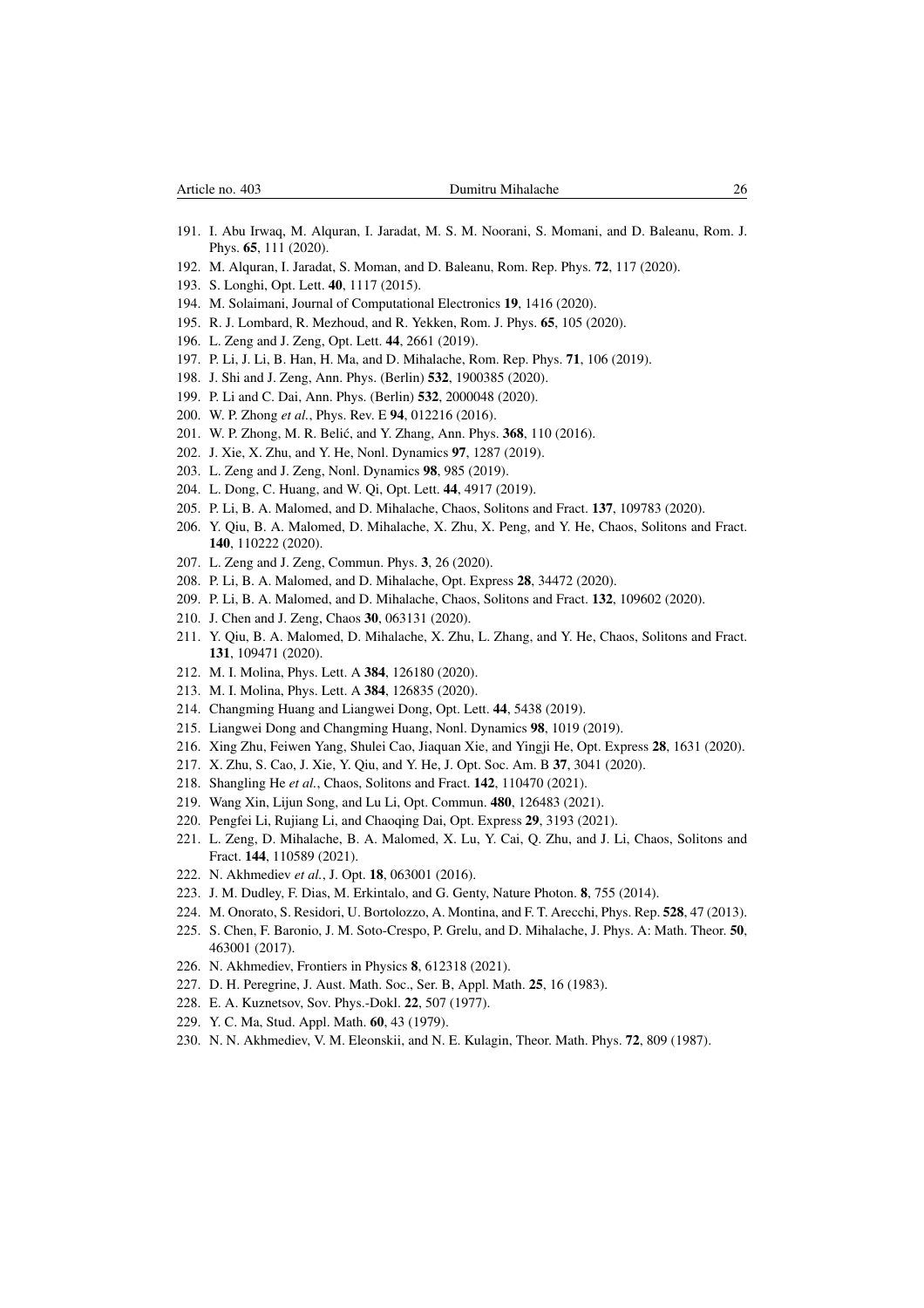191. I. Abu Irwaq, M. Alquran, I. Jaradat, M. S. M. Noorani, S. Momani, and D. Baleanu, Rom. J. Phys. **65**, 111 (2020).
192. M. Alquran, I. Jaradat, S. Moman, and D. Baleanu, Rom. Rep. Phys. **72**, 117 (2020).
193. S. Longhi, Opt. Lett. **40**, 1117 (2015).
194. M. Solaimani, Journal of Computational Electronics **19**, 1416 (2020).
195. R. J. Lombard, R. Mezhoud, and R. Yekken, Rom. J. Phys. **65**, 105 (2020).
196. L. Zeng and J. Zeng, Opt. Lett. **44**, 2661 (2019).
197. P. Li, J. Li, B. Han, H. Ma, and D. Mihalache, Rom. Rep. Phys. **71**, 106 (2019).
198. J. Shi and J. Zeng, Ann. Phys. (Berlin) **532**, 1900385 (2020).
199. P. Li and C. Dai, Ann. Phys. (Berlin) **532**, 2000048 (2020).
200. W. P. Zhong *et al.*, Phys. Rev. E **94**, 012216 (2016).
201. W. P. Zhong, M. R. Belić, and Y. Zhang, Ann. Phys. **368**, 110 (2016).
202. J. Xie, X. Zhu, and Y. He, Nonl. Dynamics **97**, 1287 (2019).
203. L. Zeng and J. Zeng, Nonl. Dynamics **98**, 985 (2019).
204. L. Dong, C. Huang, and W. Qi, Opt. Lett. **44**, 4917 (2019).
205. P. Li, B. A. Malomed, and D. Mihalache, Chaos, Solitons and Fract. **137**, 109783 (2020).
206. Y. Qiu, B. A. Malomed, D. Mihalache, X. Zhu, X. Peng, and Y. He, Chaos, Solitons and Fract. **140**, 110222 (2020).
207. L. Zeng and J. Zeng, Commun. Phys. **3**, 26 (2020).
208. P. Li, B. A. Malomed, and D. Mihalache, Opt. Express **28**, 34472 (2020).
209. P. Li, B. A. Malomed, and D. Mihalache, Chaos, Solitons and Fract. **132**, 109602 (2020).
210. J. Chen and J. Zeng, Chaos **30**, 063131 (2020).
211. Y. Qiu, B. A. Malomed, D. Mihalache, X. Zhu, L. Zhang, and Y. He, Chaos, Solitons and Fract. **131**, 109471 (2020).
212. M. I. Molina, Phys. Lett. A **384**, 126180 (2020).
213. M. I. Molina, Phys. Lett. A **384**, 126835 (2020).
214. Changming Huang and Liangwei Dong, Opt. Lett. **44**, 5438 (2019).
215. Liangwei Dong and Changming Huang, Nonl. Dynamics **98**, 1019 (2019).
216. Xing Zhu, Feiwen Yang, Shulei Cao, Jiaquan Xie, and Yingji He, Opt. Express **28**, 1631 (2020).
217. X. Zhu, S. Cao, J. Xie, Y. Qiu, and Y. He, J. Opt. Soc. Am. B **37**, 3041 (2020).
218. Shangling He *et al.*, Chaos, Solitons and Fract. **142**, 110470 (2021).
219. Wang Xin, Lijun Song, and Lu Li, Opt. Commun. **480**, 126483 (2021).
220. Pengfei Li, Rujiang Li, and Chaoqing Dai, Opt. Express **29**, 3193 (2021).
221. L. Zeng, D. Mihalache, B. A. Malomed, X. Lu, Y. Cai, Q. Zhu, and J. Li, Chaos, Solitons and Fract. **144**, 110589 (2021).
222. N. Akhmediev *et al.*, J. Opt. **18**, 063001 (2016).
223. J. M. Dudley, F. Dias, M. Erkintalo, and G. Genty, Nature Photon. **8**, 755 (2014).
224. M. Onorato, S. Residori, U. Bortolozzo, A. Montina, and F. T. Arecchi, Phys. Rep. **528**, 47 (2013).
225. S. Chen, F. Baronio, J. M. Soto-Crespo, P. Grelu, and D. Mihalache, J. Phys. A: Math. Theor. **50**, 463001 (2017).
226. N. Akhmediev, Frontiers in Physics **8**, 612318 (2021).
227. D. H. Peregrine, J. Aust. Math. Soc., Ser. B, Appl. Math. **25**, 16 (1983).
228. E. A. Kuznetsov, Sov. Phys.-Dokl. **22**, 507 (1977).
229. Y. C. Ma, Stud. Appl. Math. **60**, 43 (1979).
230. N. N. Akhmediev, V. M. Eleonskii, and N. E. Kulagin, Theor. Math. Phys. **72**, 809 (1987).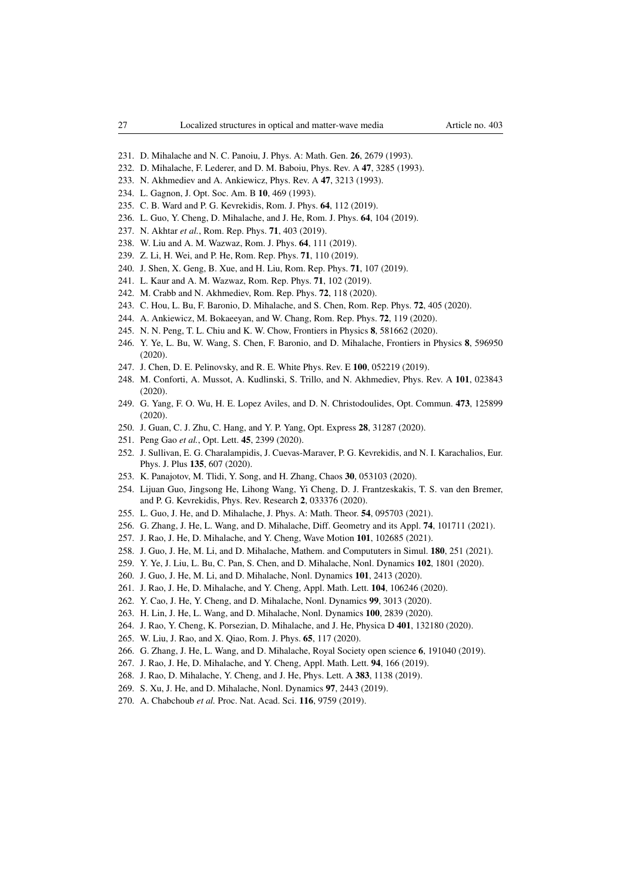231. D. Mihalache and N. C. Panoiu, J. Phys. A: Math. Gen. **26**, 2679 (1993).
232. D. Mihalache, F. Lederer, and D. M. Baboiu, Phys. Rev. A **47**, 3285 (1993).
233. N. Akhmediev and A. Ankiewicz, Phys. Rev. A **47**, 3213 (1993).
234. L. Gagnon, J. Opt. Soc. Am. B **10**, 469 (1993).
235. C. B. Ward and P. G. Kevrekidis, Rom. J. Phys. **64**, 112 (2019).
236. L. Guo, Y. Cheng, D. Mihalache, and J. He, Rom. J. Phys. **64**, 104 (2019).
237. N. Akhtar *et al.*, Rom. Rep. Phys. **71**, 403 (2019).
238. W. Liu and A. M. Wazwaz, Rom. J. Phys. **64**, 111 (2019).
239. Z. Li, H. Wei, and P. He, Rom. Rep. Phys. **71**, 110 (2019).
240. J. Shen, X. Geng, B. Xue, and H. Liu, Rom. Rep. Phys. **71**, 107 (2019).
241. L. Kaur and A. M. Wazwaz, Rom. Rep. Phys. **71**, 102 (2019).
242. M. Crabb and N. Akhmediev, Rom. Rep. Phys. **72**, 118 (2020).
243. C. Hou, L. Bu, F. Baronio, D. Mihalache, and S. Chen, Rom. Rep. Phys. **72**, 405 (2020).
244. A. Ankiewicz, M. Bokaeeyan, and W. Chang, Rom. Rep. Phys. **72**, 119 (2020).
245. N. N. Peng, T. L. Chiu and K. W. Chow, Frontiers in Physics **8**, 581662 (2020).
246. Y. Ye, L. Bu, W. Wang, S. Chen, F. Baronio, and D. Mihalache, Frontiers in Physics **8**, 596950 (2020).
247. J. Chen, D. E. Pelinovsky, and R. E. White Phys. Rev. E **100**, 052219 (2019).
248. M. Conforti, A. Mussot, A. Kudlinski, S. Trillo, and N. Akhmediev, Phys. Rev. A **101**, 023843 (2020).
249. G. Yang, F. O. Wu, H. E. Lopez Aviles, and D. N. Christodoulides, Opt. Commun. **473**, 125899 (2020).
250. J. Guan, C. J. Zhu, C. Hang, and Y. P. Yang, Opt. Express **28**, 31287 (2020).
251. Peng Gao *et al.*, Opt. Lett. **45**, 2399 (2020).
252. J. Sullivan, E. G. Charalampidis, J. Cuevas-Maraver, P. G. Kevrekidis, and N. I. Karachalios, Eur. Phys. J. Plus **135**, 607 (2020).
253. K. Panajotov, M. Tlidi, Y. Song, and H. Zhang, Chaos **30**, 053103 (2020).
254. Lijuan Guo, Jingsong He, Lihong Wang, Yi Cheng, D. J. Frantzeskakis, T. S. van den Bremer, and P. G. Kevrekidis, Phys. Rev. Research **2**, 033376 (2020).
255. L. Guo, J. He, and D. Mihalache, J. Phys. A: Math. Theor. **54**, 095703 (2021).
256. G. Zhang, J. He, L. Wang, and D. Mihalache, Diff. Geometry and its Appl. **74**, 101711 (2021).
257. J. Rao, J. He, D. Mihalache, and Y. Cheng, Wave Motion **101**, 102685 (2021).
258. J. Guo, J. He, M. Li, and D. Mihalache, Mathem. and Compututers in Simul. **180**, 251 (2021).
259. Y. Ye, J. Liu, L. Bu, C. Pan, S. Chen, and D. Mihalache, Nonl. Dynamics **102**, 1801 (2020).
260. J. Guo, J. He, M. Li, and D. Mihalache, Nonl. Dynamics **101**, 2413 (2020).
261. J. Rao, J. He, D. Mihalache, and Y. Cheng, Appl. Math. Lett. **104**, 106246 (2020).
262. Y. Cao, J. He, Y. Cheng, and D. Mihalache, Nonl. Dynamics **99**, 3013 (2020).
263. H. Lin, J. He, L. Wang, and D. Mihalache, Nonl. Dynamics **100**, 2839 (2020).
264. J. Rao, Y. Cheng, K. Porsezian, D. Mihalache, and J. He, Physica D **401**, 132180 (2020).
265. W. Liu, J. Rao, and X. Qiao, Rom. J. Phys. **65**, 117 (2020).
266. G. Zhang, J. He, L. Wang, and D. Mihalache, Royal Society open science **6**, 191040 (2019).
267. J. Rao, J. He, D. Mihalache, and Y. Cheng, Appl. Math. Lett. **94**, 166 (2019).
268. J. Rao, D. Mihalache, Y. Cheng, and J. He, Phys. Lett. A **383**, 1138 (2019).
269. S. Xu, J. He, and D. Mihalache, Nonl. Dynamics **97**, 2443 (2019).
270. A. Chabchoub *et al.* Proc. Nat. Acad. Sci. **116**, 9759 (2019).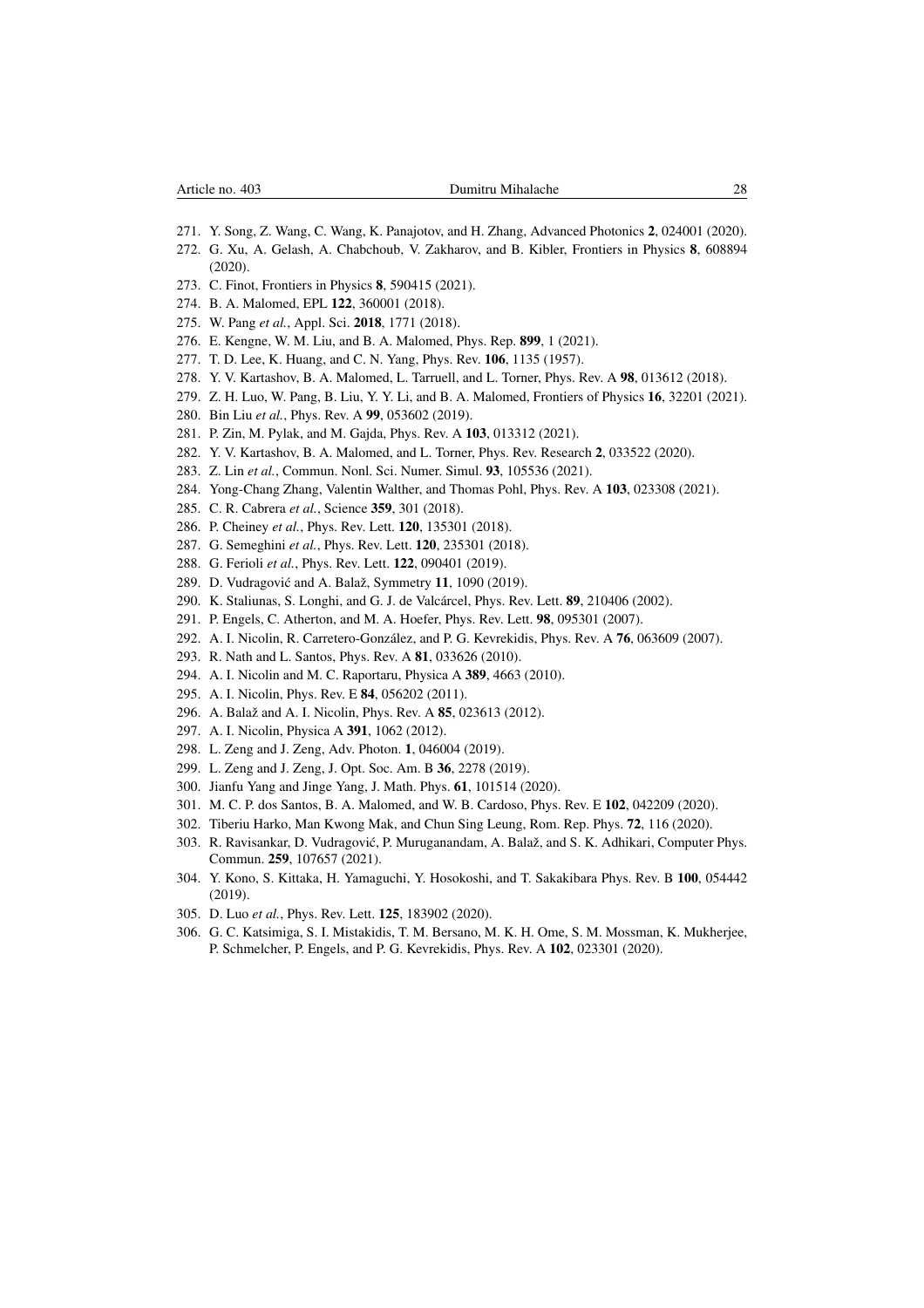271. Y. Song, Z. Wang, C. Wang, K. Panajotov, and H. Zhang, Advanced Photonics **2**, 024001 (2020).
272. G. Xu, A. Gelash, A. Chabchoub, V. Zakharov, and B. Kibler, Frontiers in Physics **8**, 608894 (2020).
273. C. Finot, Frontiers in Physics **8**, 590415 (2021).
274. B. A. Malomed, EPL **122**, 360001 (2018).
275. W. Pang *et al.*, Appl. Sci. **2018**, 1771 (2018).
276. E. Kengne, W. M. Liu, and B. A. Malomed, Phys. Rep. **899**, 1 (2021).
277. T. D. Lee, K. Huang, and C. N. Yang, Phys. Rev. **106**, 1135 (1957).
278. Y. V. Kartashov, B. A. Malomed, L. Tarruell, and L. Torner, Phys. Rev. A **98**, 013612 (2018).
279. Z. H. Luo, W. Pang, B. Liu, Y. Y. Li, and B. A. Malomed, Frontiers of Physics **16**, 32201 (2021).
280. Bin Liu *et al.*, Phys. Rev. A **99**, 053602 (2019).
281. P. Zin, M. Pylak, and M. Gajda, Phys. Rev. A **103**, 013312 (2021).
282. Y. V. Kartashov, B. A. Malomed, and L. Torner, Phys. Rev. Research **2**, 033522 (2020).
283. Z. Lin *et al.*, Commun. Nonl. Sci. Numer. Simul. **93**, 105536 (2021).
284. Yong-Chang Zhang, Valentin Walther, and Thomas Pohl, Phys. Rev. A **103**, 023308 (2021).
285. C. R. Cabrera *et al.*, Science **359**, 301 (2018).
286. P. Cheiney *et al.*, Phys. Rev. Lett. **120**, 135301 (2018).
287. G. Semeghini *et al.*, Phys. Rev. Lett. **120**, 235301 (2018).
288. G. Ferioli *et al.*, Phys. Rev. Lett. **122**, 090401 (2019).
289. D. Vudragović and A. Balaž, Symmetry **11**, 1090 (2019).
290. K. Staliunas, S. Longhi, and G. J. de Valcárcel, Phys. Rev. Lett. **89**, 210406 (2002).
291. P. Engels, C. Atherton, and M. A. Hoefer, Phys. Rev. Lett. **98**, 095301 (2007).
292. A. I. Nicolin, R. Carretero-González, and P. G. Kevrekidis, Phys. Rev. A **76**, 063609 (2007).
293. R. Nath and L. Santos, Phys. Rev. A **81**, 033626 (2010).
294. A. I. Nicolin and M. C. Raportaru, Physica A **389**, 4663 (2010).
295. A. I. Nicolin, Phys. Rev. E **84**, 056202 (2011).
296. A. Balaž and A. I. Nicolin, Phys. Rev. A **85**, 023613 (2012).
297. A. I. Nicolin, Physica A **391**, 1062 (2012).
298. L. Zeng and J. Zeng, Adv. Photon. **1**, 046004 (2019).
299. L. Zeng and J. Zeng, J. Opt. Soc. Am. B **36**, 2278 (2019).
300. Jianfu Yang and Jinge Yang, J. Math. Phys. **61**, 101514 (2020).
301. M. C. P. dos Santos, B. A. Malomed, and W. B. Cardoso, Phys. Rev. E **102**, 042209 (2020).
302. Tiberiu Harko, Man Kwong Mak, and Chun Sing Leung, Rom. Rep. Phys. **72**, 116 (2020).
303. R. Ravisankar, D. Vudragović, P. Muruganandam, A. Balaž, and S. K. Adhikari, Computer Phys. Commun. **259**, 107657 (2021).
304. Y. Kono, S. Kittaka, H. Yamaguchi, Y. Hosokoshi, and T. Sakakibara Phys. Rev. B **100**, 054442 (2019).
305. D. Luo *et al.*, Phys. Rev. Lett. **125**, 183902 (2020).
306. G. C. Katsimiga, S. I. Mistakidis, T. M. Bersano, M. K. H. Ome, S. M. Mossman, K. Mukherjee, P. Schmelcher, P. Engels, and P. G. Kevrekidis, Phys. Rev. A **102**, 023301 (2020).